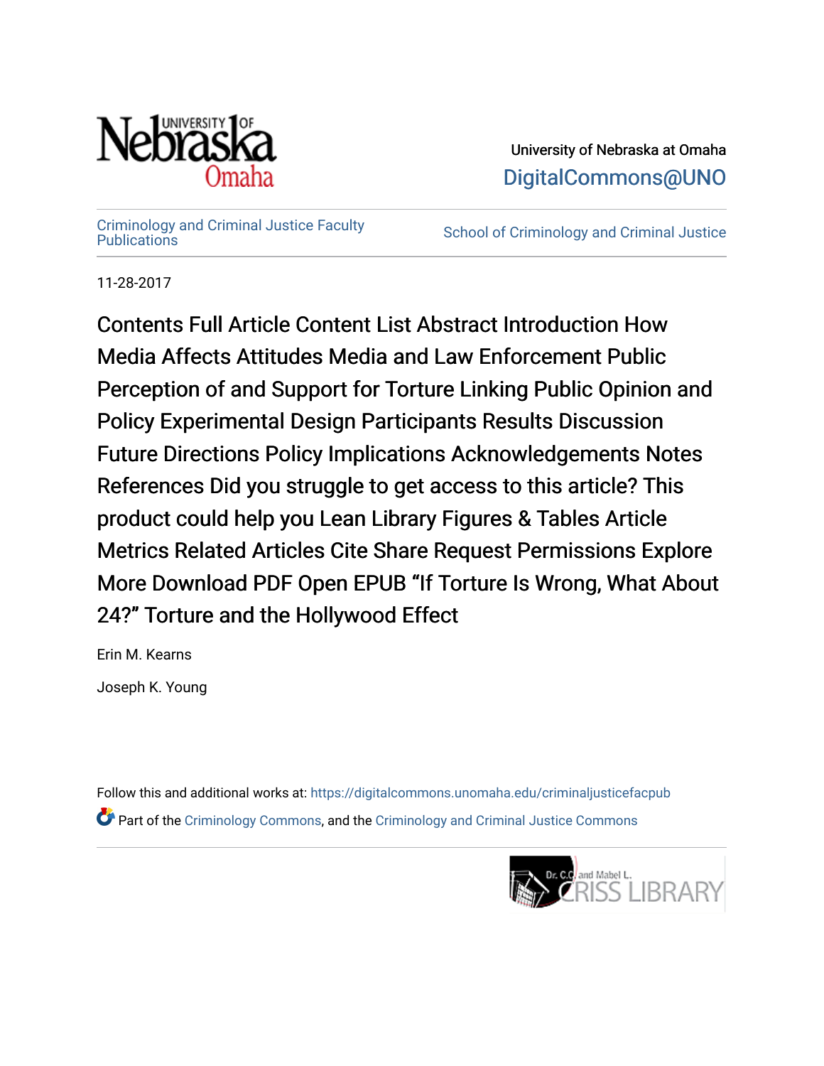University of Nebraska at Omaha

DigitalCommons@UNO

Criminology and Criminal Justice Faculty Publications

School of Criminology and Criminal Justice

11-28-2017

# Contents Full Article Content List Abstract Introduction How Media Affects Attitudes Media and Law Enforcement Public Perception of and Support for Torture Linking Public Opinion and Policy Experimental Design Participants Results Discussion Future Directions Policy Implications Acknowledgements Notes References Did you struggle to get access to this article? This product could help you Lean Library Figures & Tables Article Metrics Related Articles Cite Share Request Permissions Explore More Download PDF Open EPUB "If Torture Is Wrong, What About 24?" Torture and the Hollywood Effect

Erin M. Kearns

Joseph K. Young

Follow this and additional works at: https://digitalcommons.unomaha.edu/criminaljusticefacpub

Part of the Criminology Commons, and the Criminology and Criminal Justice Commons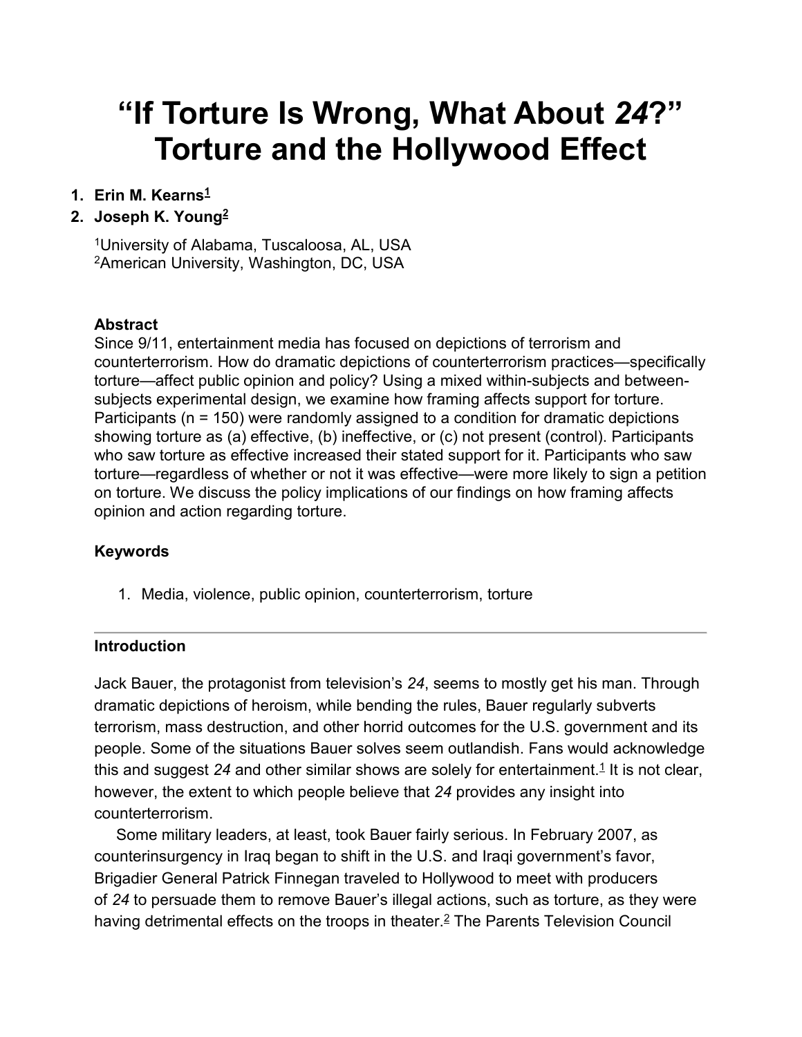# "If Torture Is Wrong, What About *24*?" Torture and the Hollywood Effect

1. **Erin M. Kearns**[1]
2. **Joseph K. Young**[2]

[1]University of Alabama, Tuscaloosa, AL, USA
[2]American University, Washington, DC, USA

**Abstract**

Since 9/11, entertainment media has focused on depictions of terrorism and counterterrorism. How do dramatic depictions of counterterrorism practices—specifically torture—affect public opinion and policy? Using a mixed within-subjects and between-subjects experimental design, we examine how framing affects support for torture. Participants (n = 150) were randomly assigned to a condition for dramatic depictions showing torture as (a) effective, (b) ineffective, or (c) not present (control). Participants who saw torture as effective increased their stated support for it. Participants who saw torture—regardless of whether or not it was effective—were more likely to sign a petition on torture. We discuss the policy implications of our findings on how framing affects opinion and action regarding torture.

**Keywords**

1. Media, violence, public opinion, counterterrorism, torture

---

**Introduction**

Jack Bauer, the protagonist from television's *24*, seems to mostly get his man. Through dramatic depictions of heroism, while bending the rules, Bauer regularly subverts terrorism, mass destruction, and other horrid outcomes for the U.S. government and its people. Some of the situations Bauer solves seem outlandish. Fans would acknowledge this and suggest *24* and other similar shows are solely for entertainment.[1] It is not clear, however, the extent to which people believe that *24* provides any insight into counterterrorism.

Some military leaders, at least, took Bauer fairly serious. In February 2007, as counterinsurgency in Iraq began to shift in the U.S. and Iraqi government's favor, Brigadier General Patrick Finnegan traveled to Hollywood to meet with producers of *24* to persuade them to remove Bauer's illegal actions, such as torture, as they were having detrimental effects on the troops in theater.[2] The Parents Television Council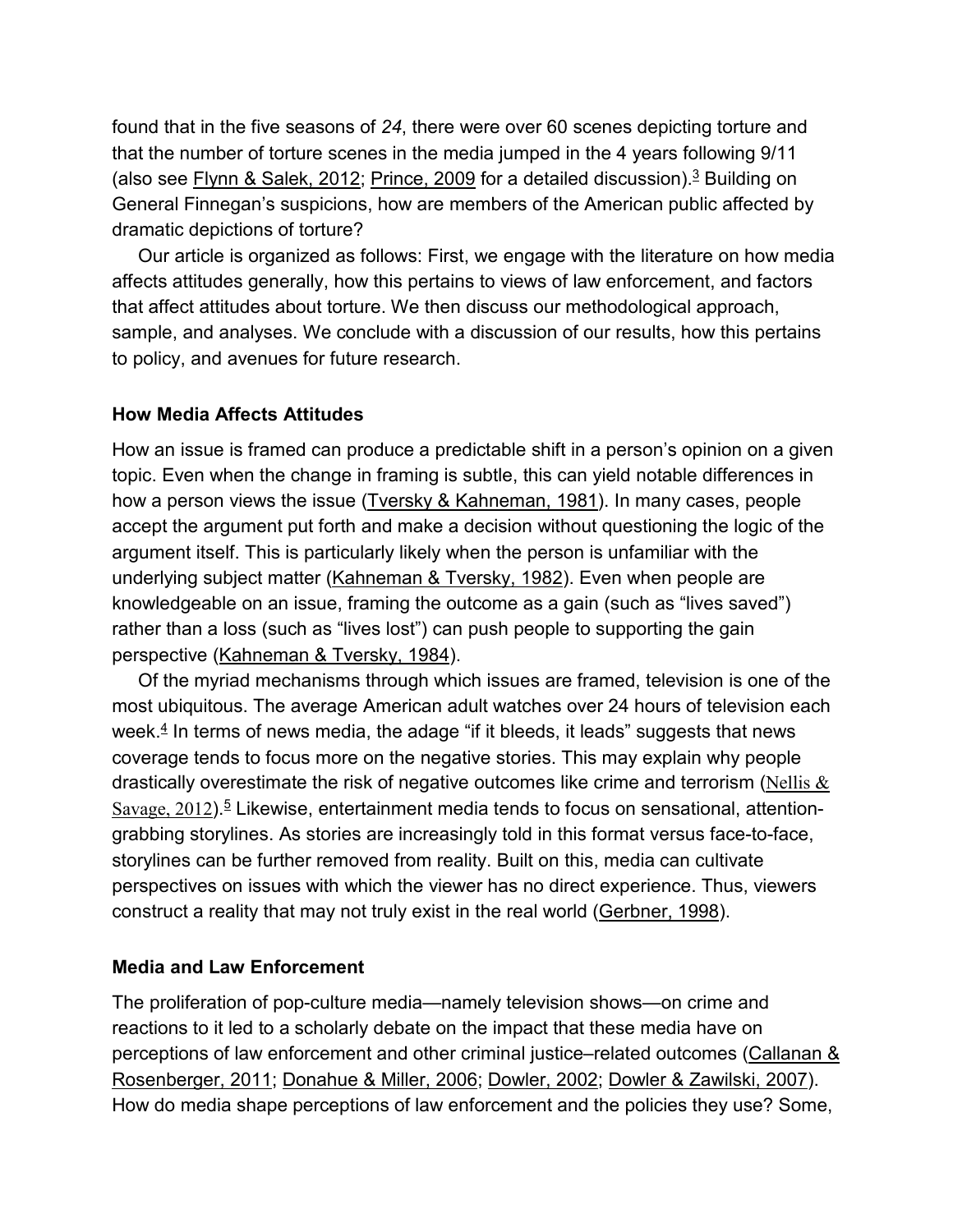found that in the five seasons of *24*, there were over 60 scenes depicting torture and that the number of torture scenes in the media jumped in the 4 years following 9/11 (also see Flynn & Salek, 2012; Prince, 2009 for a detailed discussion).[3] Building on General Finnegan's suspicions, how are members of the American public affected by dramatic depictions of torture?

Our article is organized as follows: First, we engage with the literature on how media affects attitudes generally, how this pertains to views of law enforcement, and factors that affect attitudes about torture. We then discuss our methodological approach, sample, and analyses. We conclude with a discussion of our results, how this pertains to policy, and avenues for future research.

### How Media Affects Attitudes

How an issue is framed can produce a predictable shift in a person's opinion on a given topic. Even when the change in framing is subtle, this can yield notable differences in how a person views the issue (Tversky & Kahneman, 1981). In many cases, people accept the argument put forth and make a decision without questioning the logic of the argument itself. This is particularly likely when the person is unfamiliar with the underlying subject matter (Kahneman & Tversky, 1982). Even when people are knowledgeable on an issue, framing the outcome as a gain (such as "lives saved") rather than a loss (such as "lives lost") can push people to supporting the gain perspective (Kahneman & Tversky, 1984).

Of the myriad mechanisms through which issues are framed, television is one of the most ubiquitous. The average American adult watches over 24 hours of television each week.[4] In terms of news media, the adage "if it bleeds, it leads" suggests that news coverage tends to focus more on the negative stories. This may explain why people drastically overestimate the risk of negative outcomes like crime and terrorism (Nellis & Savage, 2012).[5] Likewise, entertainment media tends to focus on sensational, attention-grabbing storylines. As stories are increasingly told in this format versus face-to-face, storylines can be further removed from reality. Built on this, media can cultivate perspectives on issues with which the viewer has no direct experience. Thus, viewers construct a reality that may not truly exist in the real world (Gerbner, 1998).

### Media and Law Enforcement

The proliferation of pop-culture media—namely television shows—on crime and reactions to it led to a scholarly debate on the impact that these media have on perceptions of law enforcement and other criminal justice–related outcomes (Callanan & Rosenberger, 2011; Donahue & Miller, 2006; Dowler, 2002; Dowler & Zawilski, 2007). How do media shape perceptions of law enforcement and the policies they use? Some,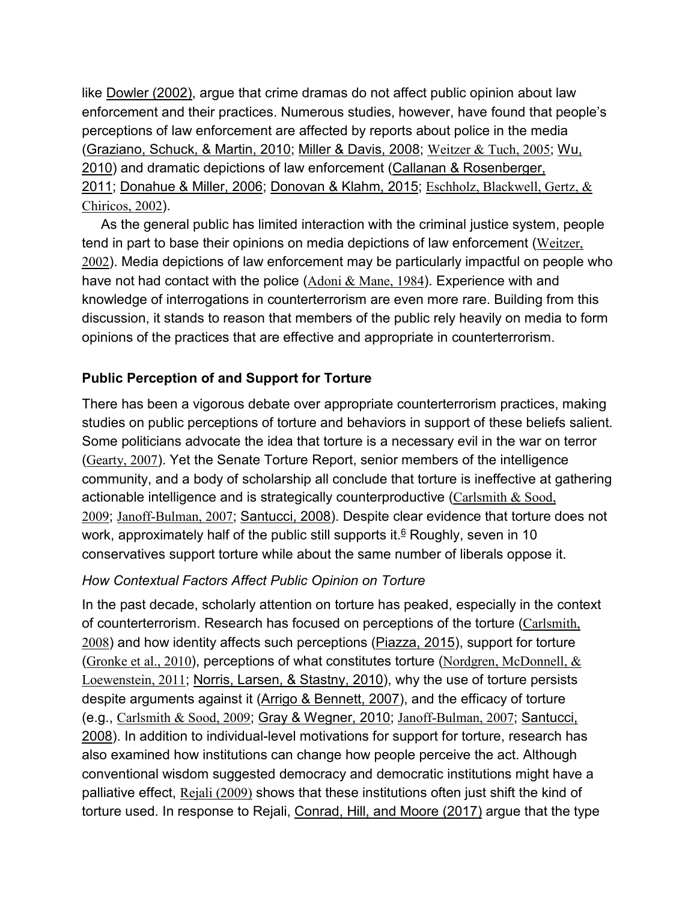like Dowler (2002), argue that crime dramas do not affect public opinion about law enforcement and their practices. Numerous studies, however, have found that people's perceptions of law enforcement are affected by reports about police in the media (Graziano, Schuck, & Martin, 2010; Miller & Davis, 2008; Weitzer & Tuch, 2005; Wu, 2010) and dramatic depictions of law enforcement (Callanan & Rosenberger, 2011; Donahue & Miller, 2006; Donovan & Klahm, 2015; Eschholz, Blackwell, Gertz, & Chiricos, 2002).

As the general public has limited interaction with the criminal justice system, people tend in part to base their opinions on media depictions of law enforcement (Weitzer, 2002). Media depictions of law enforcement may be particularly impactful on people who have not had contact with the police (Adoni & Mane, 1984). Experience with and knowledge of interrogations in counterterrorism are even more rare. Building from this discussion, it stands to reason that members of the public rely heavily on media to form opinions of the practices that are effective and appropriate in counterterrorism.

## Public Perception of and Support for Torture

There has been a vigorous debate over appropriate counterterrorism practices, making studies on public perceptions of torture and behaviors in support of these beliefs salient. Some politicians advocate the idea that torture is a necessary evil in the war on terror (Gearty, 2007). Yet the Senate Torture Report, senior members of the intelligence community, and a body of scholarship all conclude that torture is ineffective at gathering actionable intelligence and is strategically counterproductive (Carlsmith & Sood, 2009; Janoff-Bulman, 2007; Santucci, 2008). Despite clear evidence that torture does not work, approximately half of the public still supports it.[6] Roughly, seven in 10 conservatives support torture while about the same number of liberals oppose it.

### *How Contextual Factors Affect Public Opinion on Torture*

In the past decade, scholarly attention on torture has peaked, especially in the context of counterterrorism. Research has focused on perceptions of the torture (Carlsmith, 2008) and how identity affects such perceptions (Piazza, 2015), support for torture (Gronke et al., 2010), perceptions of what constitutes torture (Nordgren, McDonnell, & Loewenstein, 2011; Norris, Larsen, & Stastny, 2010), why the use of torture persists despite arguments against it (Arrigo & Bennett, 2007), and the efficacy of torture (e.g., Carlsmith & Sood, 2009; Gray & Wegner, 2010; Janoff-Bulman, 2007; Santucci, 2008). In addition to individual-level motivations for support for torture, research has also examined how institutions can change how people perceive the act. Although conventional wisdom suggested democracy and democratic institutions might have a palliative effect, Rejali (2009) shows that these institutions often just shift the kind of torture used. In response to Rejali, Conrad, Hill, and Moore (2017) argue that the type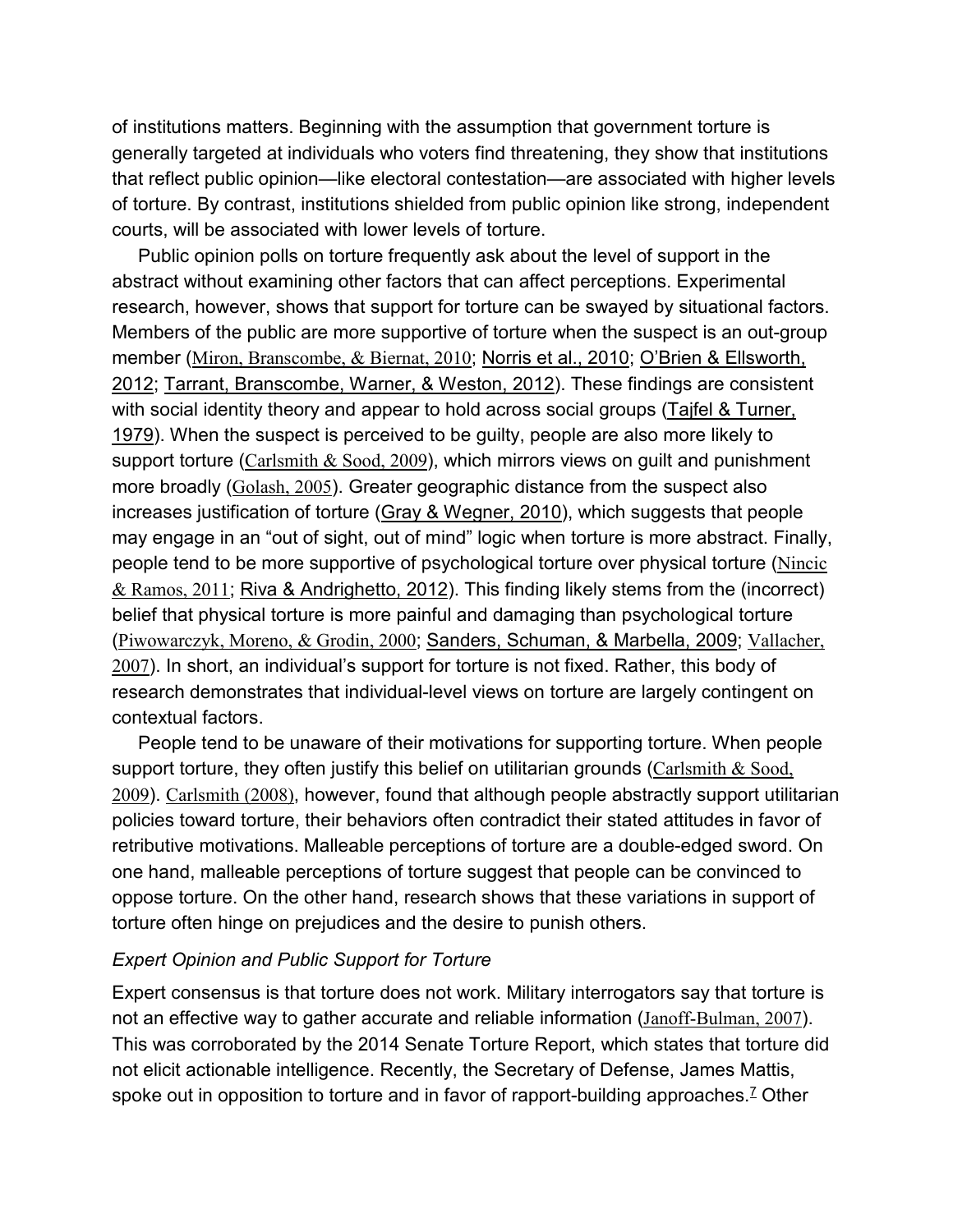of institutions matters. Beginning with the assumption that government torture is generally targeted at individuals who voters find threatening, they show that institutions that reflect public opinion—like electoral contestation—are associated with higher levels of torture. By contrast, institutions shielded from public opinion like strong, independent courts, will be associated with lower levels of torture.

Public opinion polls on torture frequently ask about the level of support in the abstract without examining other factors that can affect perceptions. Experimental research, however, shows that support for torture can be swayed by situational factors. Members of the public are more supportive of torture when the suspect is an out-group member (Miron, Branscombe, & Biernat, 2010; Norris et al., 2010; O'Brien & Ellsworth, 2012; Tarrant, Branscombe, Warner, & Weston, 2012). These findings are consistent with social identity theory and appear to hold across social groups (Tajfel & Turner, 1979). When the suspect is perceived to be guilty, people are also more likely to support torture (Carlsmith & Sood, 2009), which mirrors views on guilt and punishment more broadly (Golash, 2005). Greater geographic distance from the suspect also increases justification of torture (Gray & Wegner, 2010), which suggests that people may engage in an "out of sight, out of mind" logic when torture is more abstract. Finally, people tend to be more supportive of psychological torture over physical torture (Nincic & Ramos, 2011; Riva & Andrighetto, 2012). This finding likely stems from the (incorrect) belief that physical torture is more painful and damaging than psychological torture (Piwowarczyk, Moreno, & Grodin, 2000; Sanders, Schuman, & Marbella, 2009; Vallacher, 2007). In short, an individual's support for torture is not fixed. Rather, this body of research demonstrates that individual-level views on torture are largely contingent on contextual factors.

People tend to be unaware of their motivations for supporting torture. When people support torture, they often justify this belief on utilitarian grounds (Carlsmith & Sood, 2009). Carlsmith (2008), however, found that although people abstractly support utilitarian policies toward torture, their behaviors often contradict their stated attitudes in favor of retributive motivations. Malleable perceptions of torture are a double-edged sword. On one hand, malleable perceptions of torture suggest that people can be convinced to oppose torture. On the other hand, research shows that these variations in support of torture often hinge on prejudices and the desire to punish others.

### *Expert Opinion and Public Support for Torture*

Expert consensus is that torture does not work. Military interrogators say that torture is not an effective way to gather accurate and reliable information (Janoff-Bulman, 2007). This was corroborated by the 2014 Senate Torture Report, which states that torture did not elicit actionable intelligence. Recently, the Secretary of Defense, James Mattis, spoke out in opposition to torture and in favor of rapport-building approaches.[7] Other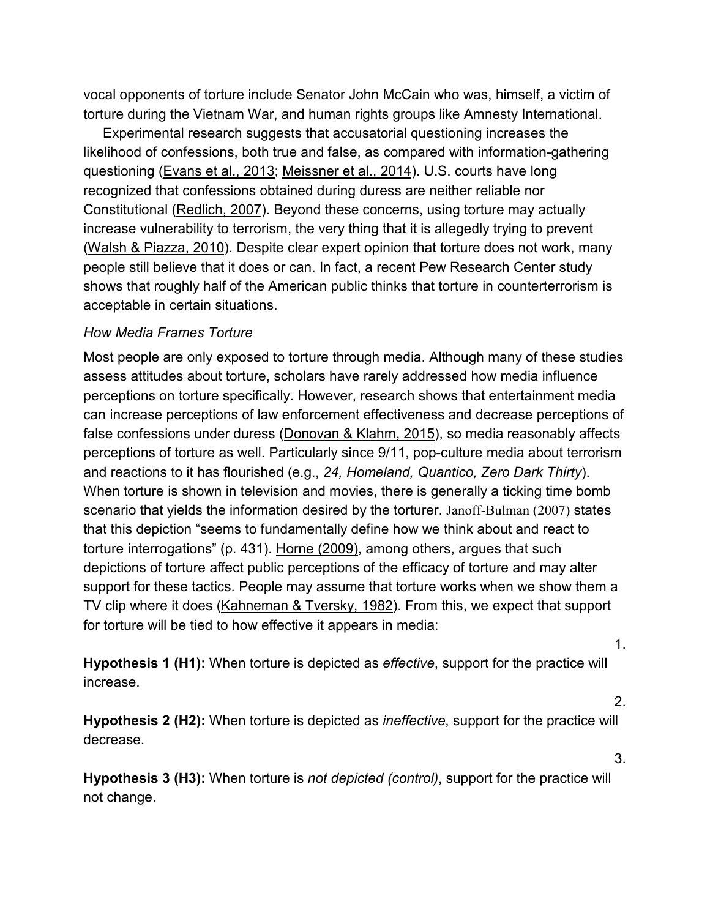vocal opponents of torture include Senator John McCain who was, himself, a victim of torture during the Vietnam War, and human rights groups like Amnesty International.

Experimental research suggests that accusatorial questioning increases the likelihood of confessions, both true and false, as compared with information-gathering questioning (Evans et al., 2013; Meissner et al., 2014). U.S. courts have long recognized that confessions obtained during duress are neither reliable nor Constitutional (Redlich, 2007). Beyond these concerns, using torture may actually increase vulnerability to terrorism, the very thing that it is allegedly trying to prevent (Walsh & Piazza, 2010). Despite clear expert opinion that torture does not work, many people still believe that it does or can. In fact, a recent Pew Research Center study shows that roughly half of the American public thinks that torture in counterterrorism is acceptable in certain situations.

*How Media Frames Torture*

Most people are only exposed to torture through media. Although many of these studies assess attitudes about torture, scholars have rarely addressed how media influence perceptions on torture specifically. However, research shows that entertainment media can increase perceptions of law enforcement effectiveness and decrease perceptions of false confessions under duress (Donovan & Klahm, 2015), so media reasonably affects perceptions of torture as well. Particularly since 9/11, pop-culture media about terrorism and reactions to it has flourished (e.g., *24, Homeland, Quantico, Zero Dark Thirty*). When torture is shown in television and movies, there is generally a ticking time bomb scenario that yields the information desired by the torturer. Janoff-Bulman (2007) states that this depiction "seems to fundamentally define how we think about and react to torture interrogations" (p. 431). Horne (2009), among others, argues that such depictions of torture affect public perceptions of the efficacy of torture and may alter support for these tactics. People may assume that torture works when we show them a TV clip where it does (Kahneman & Tversky, 1982). From this, we expect that support for torture will be tied to how effective it appears in media:

1. **Hypothesis 1 (H1):** When torture is depicted as *effective*, support for the practice will increase.

2. **Hypothesis 2 (H2):** When torture is depicted as *ineffective*, support for the practice will decrease.

3. **Hypothesis 3 (H3):** When torture is *not depicted (control)*, support for the practice will not change.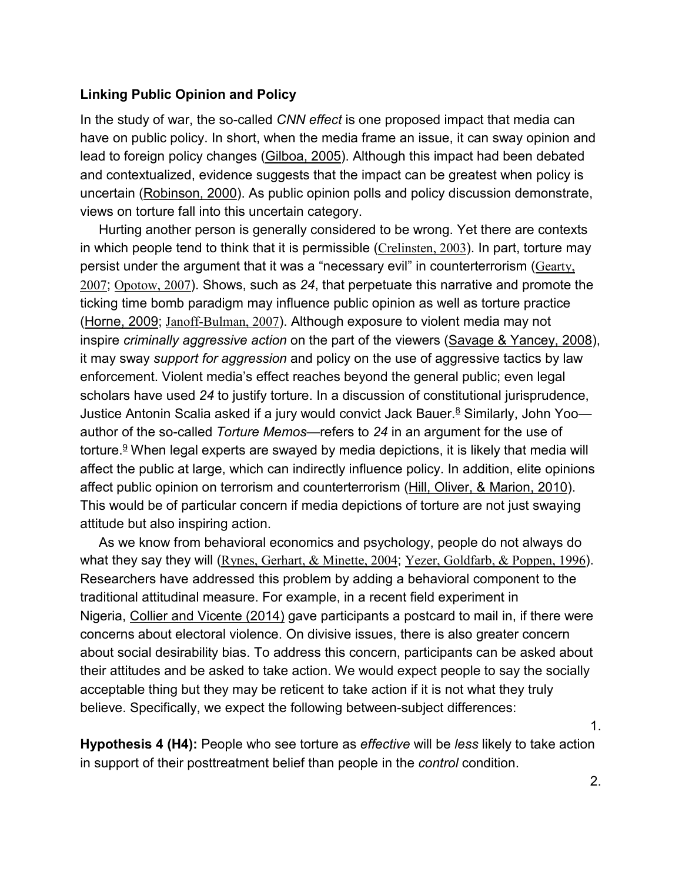### Linking Public Opinion and Policy

In the study of war, the so-called *CNN effect* is one proposed impact that media can have on public policy. In short, when the media frame an issue, it can sway opinion and lead to foreign policy changes (Gilboa, 2005). Although this impact had been debated and contextualized, evidence suggests that the impact can be greatest when policy is uncertain (Robinson, 2000). As public opinion polls and policy discussion demonstrate, views on torture fall into this uncertain category.

Hurting another person is generally considered to be wrong. Yet there are contexts in which people tend to think that it is permissible (Crelinsten, 2003). In part, torture may persist under the argument that it was a "necessary evil" in counterterrorism (Gearty, 2007; Opotow, 2007). Shows, such as *24*, that perpetuate this narrative and promote the ticking time bomb paradigm may influence public opinion as well as torture practice (Horne, 2009; Janoff-Bulman, 2007). Although exposure to violent media may not inspire *criminally aggressive action* on the part of the viewers (Savage & Yancey, 2008), it may sway *support for aggression* and policy on the use of aggressive tactics by law enforcement. Violent media's effect reaches beyond the general public; even legal scholars have used *24* to justify torture. In a discussion of constitutional jurisprudence, Justice Antonin Scalia asked if a jury would convict Jack Bauer.[8] Similarly, John Yoo—author of the so-called *Torture Memos*—refers to *24* in an argument for the use of torture.[9] When legal experts are swayed by media depictions, it is likely that media will affect the public at large, which can indirectly influence policy. In addition, elite opinions affect public opinion on terrorism and counterterrorism (Hill, Oliver, & Marion, 2010). This would be of particular concern if media depictions of torture are not just swaying attitude but also inspiring action.

As we know from behavioral economics and psychology, people do not always do what they say they will (Rynes, Gerhart, & Minette, 2004; Yezer, Goldfarb, & Poppen, 1996). Researchers have addressed this problem by adding a behavioral component to the traditional attitudinal measure. For example, in a recent field experiment in Nigeria, Collier and Vicente (2014) gave participants a postcard to mail in, if there were concerns about electoral violence. On divisive issues, there is also greater concern about social desirability bias. To address this concern, participants can be asked about their attitudes and be asked to take action. We would expect people to say the socially acceptable thing but they may be reticent to take action if it is not what they truly believe. Specifically, we expect the following between-subject differences:

1.

**Hypothesis 4 (H4):** People who see torture as *effective* will be *less* likely to take action in support of their posttreatment belief than people in the *control* condition.

2.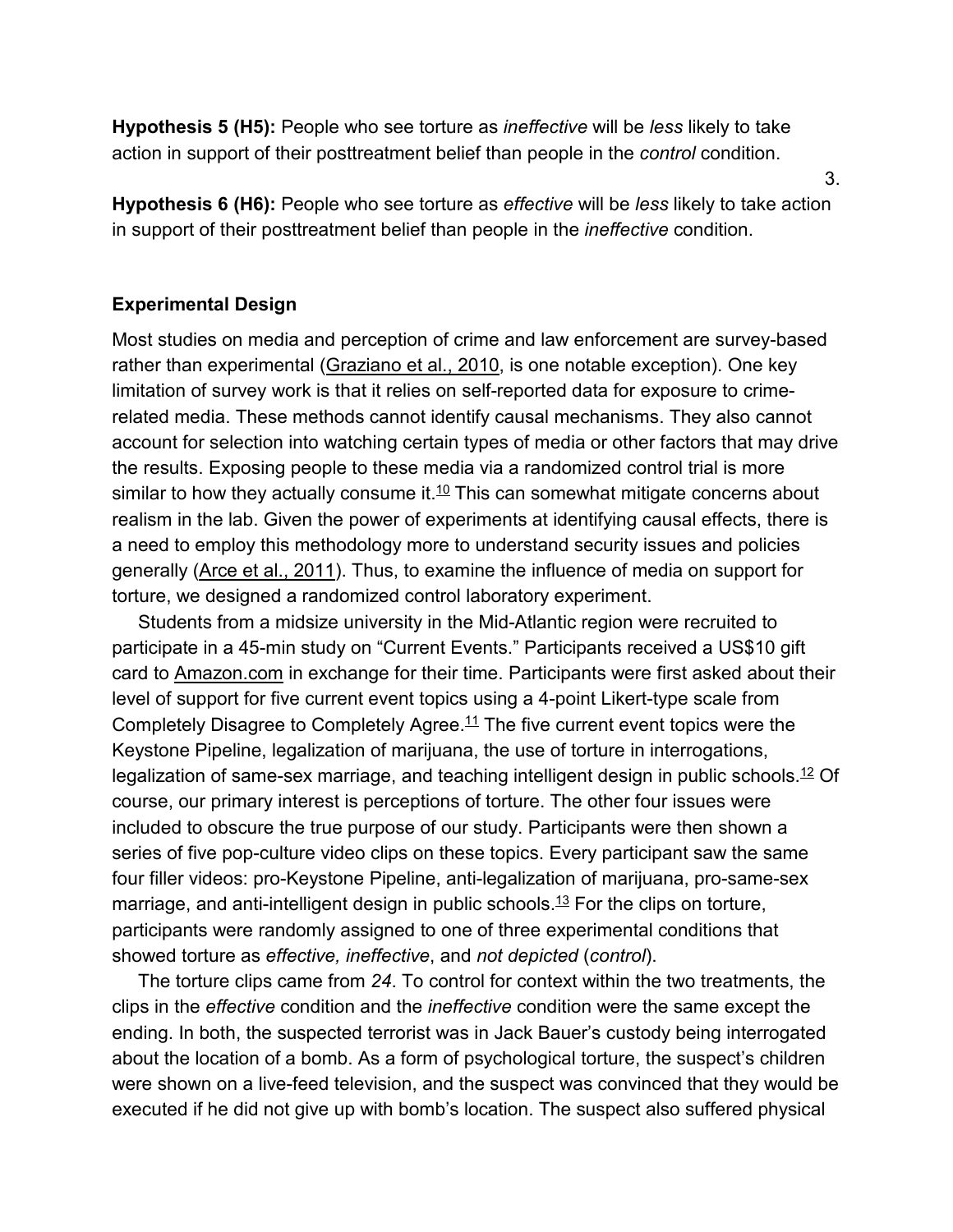**Hypothesis 5 (H5):** People who see torture as *ineffective* will be *less* likely to take action in support of their posttreatment belief than people in the *control* condition.

3.

**Hypothesis 6 (H6):** People who see torture as *effective* will be *less* likely to take action in support of their posttreatment belief than people in the *ineffective* condition.

### Experimental Design

Most studies on media and perception of crime and law enforcement are survey-based rather than experimental (Graziano et al., 2010, is one notable exception). One key limitation of survey work is that it relies on self-reported data for exposure to crime-related media. These methods cannot identify causal mechanisms. They also cannot account for selection into watching certain types of media or other factors that may drive the results. Exposing people to these media via a randomized control trial is more similar to how they actually consume it.[10] This can somewhat mitigate concerns about realism in the lab. Given the power of experiments at identifying causal effects, there is a need to employ this methodology more to understand security issues and policies generally (Arce et al., 2011). Thus, to examine the influence of media on support for torture, we designed a randomized control laboratory experiment.

Students from a midsize university in the Mid-Atlantic region were recruited to participate in a 45-min study on "Current Events." Participants received a US$10 gift card to Amazon.com in exchange for their time. Participants were first asked about their level of support for five current event topics using a 4-point Likert-type scale from Completely Disagree to Completely Agree.[11] The five current event topics were the Keystone Pipeline, legalization of marijuana, the use of torture in interrogations, legalization of same-sex marriage, and teaching intelligent design in public schools.[12] Of course, our primary interest is perceptions of torture. The other four issues were included to obscure the true purpose of our study. Participants were then shown a series of five pop-culture video clips on these topics. Every participant saw the same four filler videos: pro-Keystone Pipeline, anti-legalization of marijuana, pro-same-sex marriage, and anti-intelligent design in public schools.[13] For the clips on torture, participants were randomly assigned to one of three experimental conditions that showed torture as *effective, ineffective*, and *not depicted* (*control*).

The torture clips came from *24*. To control for context within the two treatments, the clips in the *effective* condition and the *ineffective* condition were the same except the ending. In both, the suspected terrorist was in Jack Bauer's custody being interrogated about the location of a bomb. As a form of psychological torture, the suspect's children were shown on a live-feed television, and the suspect was convinced that they would be executed if he did not give up with bomb's location. The suspect also suffered physical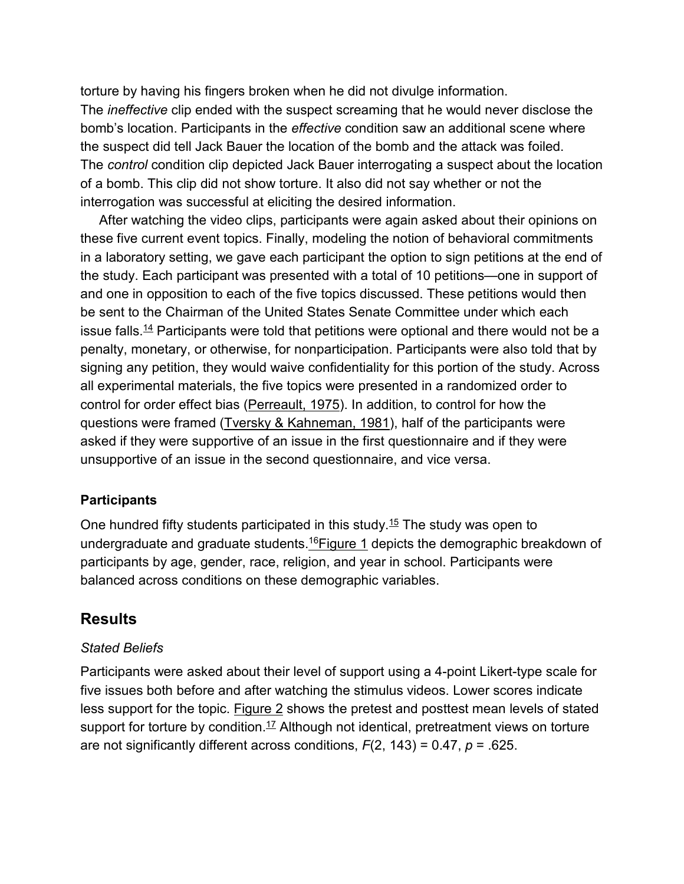torture by having his fingers broken when he did not divulge information. The *ineffective* clip ended with the suspect screaming that he would never disclose the bomb's location. Participants in the *effective* condition saw an additional scene where the suspect did tell Jack Bauer the location of the bomb and the attack was foiled. The *control* condition clip depicted Jack Bauer interrogating a suspect about the location of a bomb. This clip did not show torture. It also did not say whether or not the interrogation was successful at eliciting the desired information.

After watching the video clips, participants were again asked about their opinions on these five current event topics. Finally, modeling the notion of behavioral commitments in a laboratory setting, we gave each participant the option to sign petitions at the end of the study. Each participant was presented with a total of 10 petitions—one in support of and one in opposition to each of the five topics discussed. These petitions would then be sent to the Chairman of the United States Senate Committee under which each issue falls.[14] Participants were told that petitions were optional and there would not be a penalty, monetary, or otherwise, for nonparticipation. Participants were also told that by signing any petition, they would waive confidentiality for this portion of the study. Across all experimental materials, the five topics were presented in a randomized order to control for order effect bias (Perreault, 1975). In addition, to control for how the questions were framed (Tversky & Kahneman, 1981), half of the participants were asked if they were supportive of an issue in the first questionnaire and if they were unsupportive of an issue in the second questionnaire, and vice versa.

### Participants

One hundred fifty students participated in this study.[15] The study was open to undergraduate and graduate students.[16] Figure 1 depicts the demographic breakdown of participants by age, gender, race, religion, and year in school. Participants were balanced across conditions on these demographic variables.

## Results

*Stated Beliefs*

Participants were asked about their level of support using a 4-point Likert-type scale for five issues both before and after watching the stimulus videos. Lower scores indicate less support for the topic. Figure 2 shows the pretest and posttest mean levels of stated support for torture by condition.[17] Although not identical, pretreatment views on torture are not significantly different across conditions, $F(2, 143) = 0.47$, $p = .625$.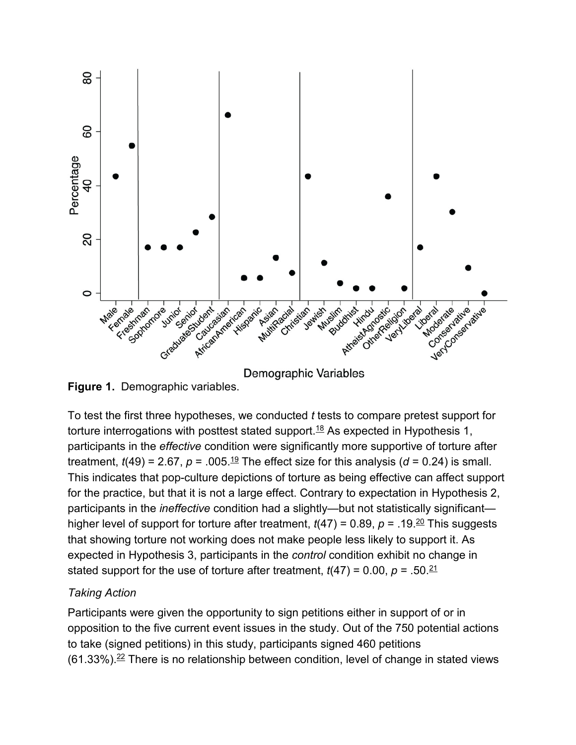**Figure 1.** Demographic variables.

To test the first three hypotheses, we conducted *t* tests to compare pretest support for torture interrogations with posttest stated support.[18] As expected in Hypothesis 1, participants in the *effective* condition were significantly more supportive of torture after treatment, $t(49) = 2.67$, $p = .005$.[19] The effect size for this analysis ($d = 0.24$) is small. This indicates that pop-culture depictions of torture as being effective can affect support for the practice, but that it is not a large effect. Contrary to expectation in Hypothesis 2, participants in the *ineffective* condition had a slightly—but not statistically significant—higher level of support for torture after treatment, $t(47) = 0.89$, $p = .19$.[20] This suggests that showing torture not working does not make people less likely to support it. As expected in Hypothesis 3, participants in the *control* condition exhibit no change in stated support for the use of torture after treatment, $t(47) = 0.00$, $p = .50$.[21]

*Taking Action*

Participants were given the opportunity to sign petitions either in support of or in opposition to the five current event issues in the study. Out of the 750 potential actions to take (signed petitions) in this study, participants signed 460 petitions (61.33%).[22] There is no relationship between condition, level of change in stated views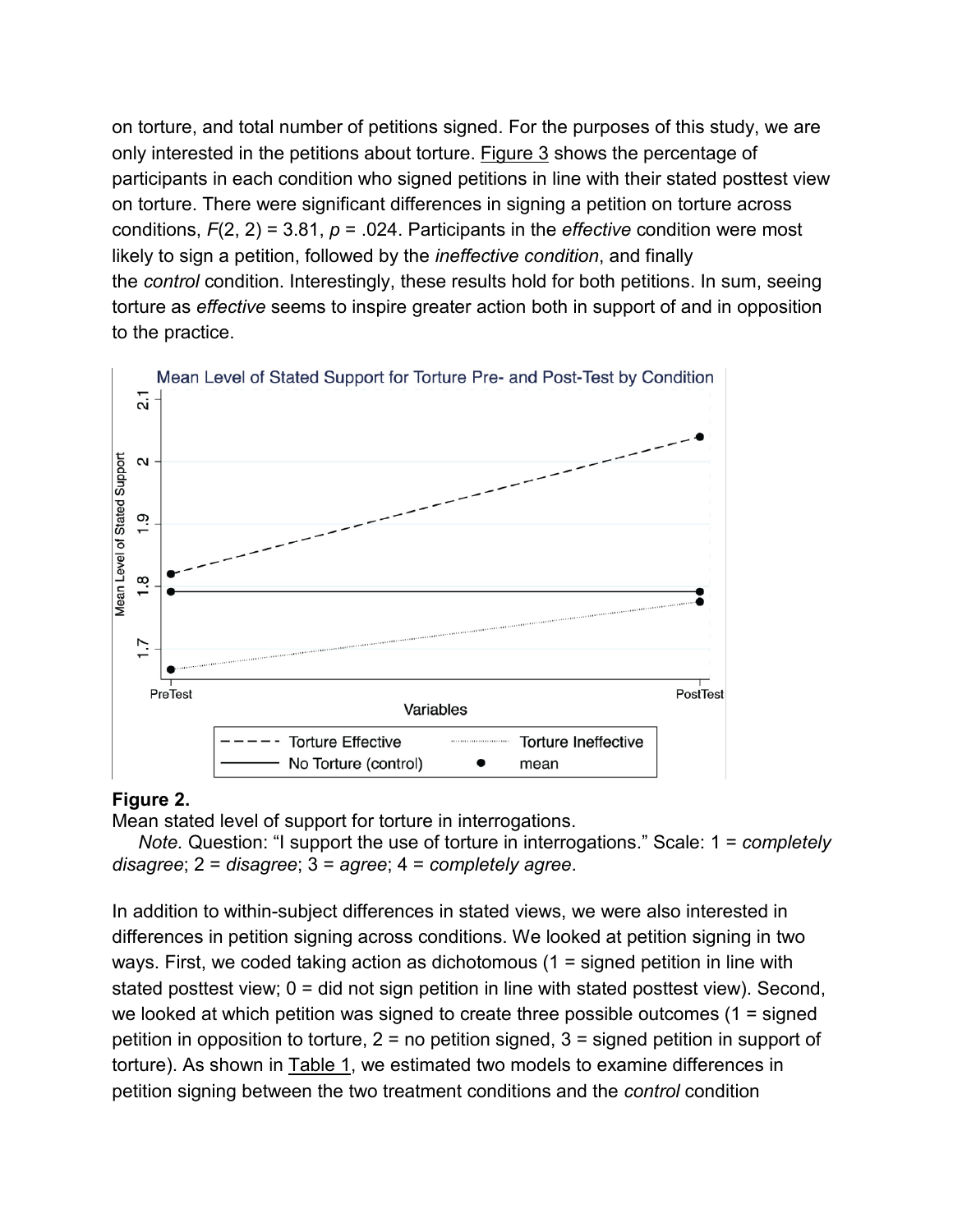on torture, and total number of petitions signed. For the purposes of this study, we are only interested in the petitions about torture. Figure 3 shows the percentage of participants in each condition who signed petitions in line with their stated posttest view on torture. There were significant differences in signing a petition on torture across conditions, $F(2, 2) = 3.81$, $p = .024$. Participants in the *effective* condition were most likely to sign a petition, followed by the *ineffective condition*, and finally the *control* condition. Interestingly, these results hold for both petitions. In sum, seeing torture as *effective* seems to inspire greater action both in support of and in opposition to the practice.

**Figure 2.**

Mean stated level of support for torture in interrogations.

*Note.* Question: "I support the use of torture in interrogations." Scale: 1 = *completely disagree*; 2 = *disagree*; 3 = *agree*; 4 = *completely agree*.

In addition to within-subject differences in stated views, we were also interested in differences in petition signing across conditions. We looked at petition signing in two ways. First, we coded taking action as dichotomous (1 = signed petition in line with stated posttest view; 0 = did not sign petition in line with stated posttest view). Second, we looked at which petition was signed to create three possible outcomes (1 = signed petition in opposition to torture, 2 = no petition signed, 3 = signed petition in support of torture). As shown in Table 1, we estimated two models to examine differences in petition signing between the two treatment conditions and the *control* condition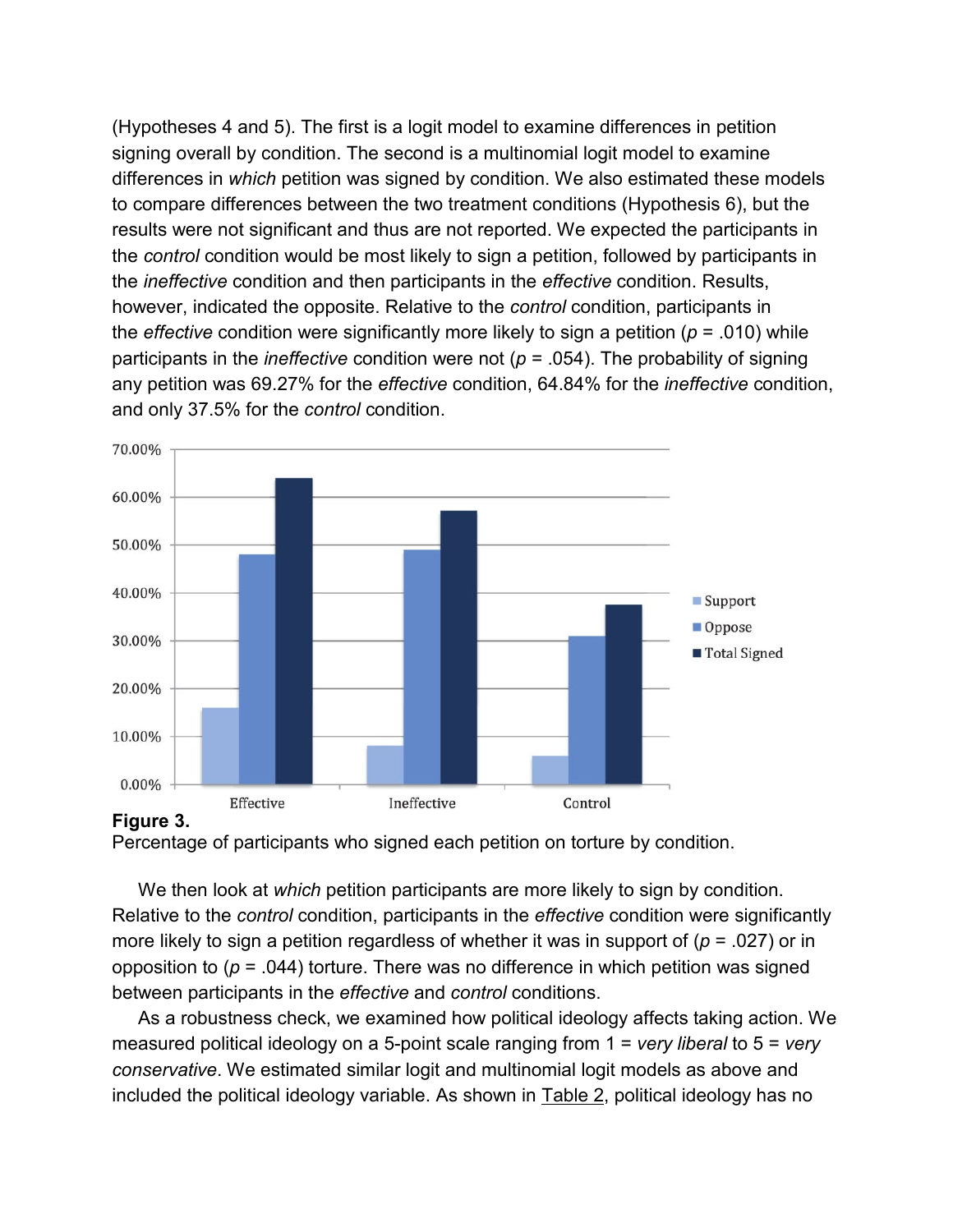(Hypotheses 4 and 5). The first is a logit model to examine differences in petition signing overall by condition. The second is a multinomial logit model to examine differences in *which* petition was signed by condition. We also estimated these models to compare differences between the two treatment conditions (Hypothesis 6), but the results were not significant and thus are not reported. We expected the participants in the *control* condition would be most likely to sign a petition, followed by participants in the *ineffective* condition and then participants in the *effective* condition. Results, however, indicated the opposite. Relative to the *control* condition, participants in the *effective* condition were significantly more likely to sign a petition ($p$ = .010) while participants in the *ineffective* condition were not ($p$ = .054). The probability of signing any petition was 69.27% for the *effective* condition, 64.84% for the *ineffective* condition, and only 37.5% for the *control* condition.

**Figure 3.**
Percentage of participants who signed each petition on torture by condition.

We then look at *which* petition participants are more likely to sign by condition. Relative to the *control* condition, participants in the *effective* condition were significantly more likely to sign a petition regardless of whether it was in support of ($p$ = .027) or in opposition to ($p$ = .044) torture. There was no difference in which petition was signed between participants in the *effective* and *control* conditions.

As a robustness check, we examined how political ideology affects taking action. We measured political ideology on a 5-point scale ranging from 1 = *very liberal* to 5 = *very conservative*. We estimated similar logit and multinomial logit models as above and included the political ideology variable. As shown in Table 2, political ideology has no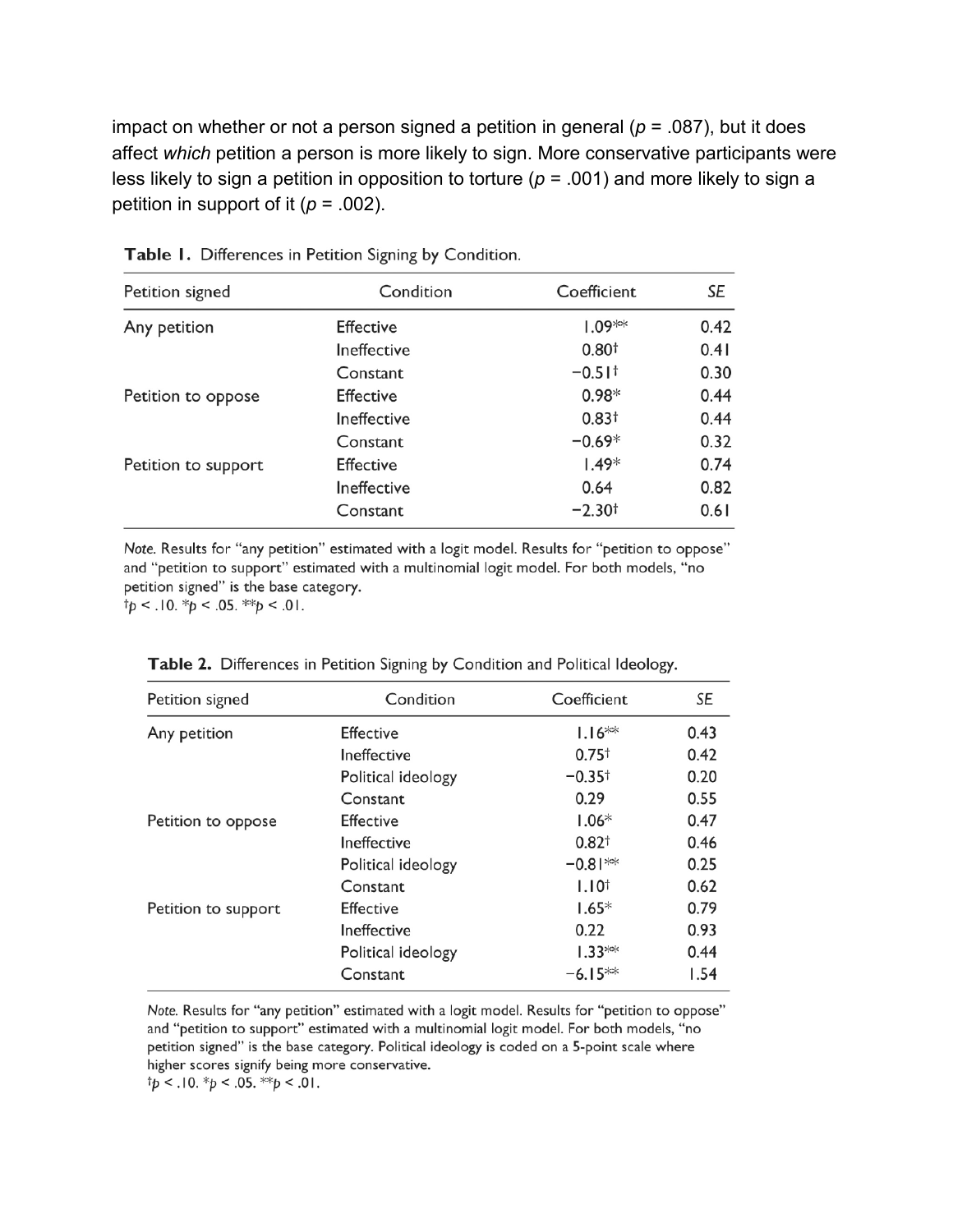impact on whether or not a person signed a petition in general ($p$ = .087), but it does affect *which* petition a person is more likely to sign. More conservative participants were less likely to sign a petition in opposition to torture ($p$ = .001) and more likely to sign a petition in support of it ($p$ = .002).

**Table 1.** Differences in Petition Signing by Condition.

| Petition signed | Condition | Coefficient | *SE* |
|---|---|---|---|
| Any petition | Effective | 1.09** | 0.42 |
| | Ineffective | 0.80† | 0.41 |
| | Constant | −0.51† | 0.30 |
| Petition to oppose | Effective | 0.98* | 0.44 |
| | Ineffective | 0.83† | 0.44 |
| | Constant | −0.69* | 0.32 |
| Petition to support | Effective | 1.49* | 0.74 |
| | Ineffective | 0.64 | 0.82 |
| | Constant | −2.30† | 0.61 |

*Note.* Results for "any petition" estimated with a logit model. Results for "petition to oppose" and "petition to support" estimated with a multinomial logit model. For both models, "no petition signed" is the base category.
†$p < .10$. *$p < .05$. **$p < .01$.

**Table 2.** Differences in Petition Signing by Condition and Political Ideology.

| Petition signed | Condition | Coefficient | *SE* |
|---|---|---|---|
| Any petition | Effective | 1.16** | 0.43 |
| | Ineffective | 0.75† | 0.42 |
| | Political ideology | −0.35† | 0.20 |
| | Constant | 0.29 | 0.55 |
| Petition to oppose | Effective | 1.06* | 0.47 |
| | Ineffective | 0.82† | 0.46 |
| | Political ideology | −0.81** | 0.25 |
| | Constant | 1.10† | 0.62 |
| Petition to support | Effective | 1.65* | 0.79 |
| | Ineffective | 0.22 | 0.93 |
| | Political ideology | 1.33** | 0.44 |
| | Constant | −6.15** | 1.54 |

*Note.* Results for "any petition" estimated with a logit model. Results for "petition to oppose" and "petition to support" estimated with a multinomial logit model. For both models, "no petition signed" is the base category. Political ideology is coded on a 5-point scale where higher scores signify being more conservative.
†$p < .10$. *$p < .05$. **$p < .01$.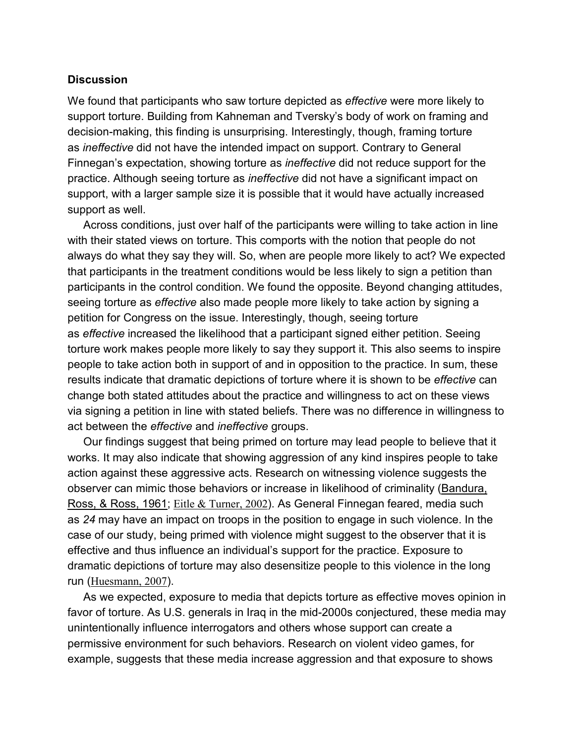### Discussion

We found that participants who saw torture depicted as *effective* were more likely to support torture. Building from Kahneman and Tversky's body of work on framing and decision-making, this finding is unsurprising. Interestingly, though, framing torture as *ineffective* did not have the intended impact on support. Contrary to General Finnegan's expectation, showing torture as *ineffective* did not reduce support for the practice. Although seeing torture as *ineffective* did not have a significant impact on support, with a larger sample size it is possible that it would have actually increased support as well.

Across conditions, just over half of the participants were willing to take action in line with their stated views on torture. This comports with the notion that people do not always do what they say they will. So, when are people more likely to act? We expected that participants in the treatment conditions would be less likely to sign a petition than participants in the control condition. We found the opposite. Beyond changing attitudes, seeing torture as *effective* also made people more likely to take action by signing a petition for Congress on the issue. Interestingly, though, seeing torture as *effective* increased the likelihood that a participant signed either petition. Seeing torture work makes people more likely to say they support it. This also seems to inspire people to take action both in support of and in opposition to the practice. In sum, these results indicate that dramatic depictions of torture where it is shown to be *effective* can change both stated attitudes about the practice and willingness to act on these views via signing a petition in line with stated beliefs. There was no difference in willingness to act between the *effective* and *ineffective* groups.

Our findings suggest that being primed on torture may lead people to believe that it works. It may also indicate that showing aggression of any kind inspires people to take action against these aggressive acts. Research on witnessing violence suggests the observer can mimic those behaviors or increase in likelihood of criminality (Bandura, Ross, & Ross, 1961; Eitle & Turner, 2002). As General Finnegan feared, media such as *24* may have an impact on troops in the position to engage in such violence. In the case of our study, being primed with violence might suggest to the observer that it is effective and thus influence an individual's support for the practice. Exposure to dramatic depictions of torture may also desensitize people to this violence in the long run (Huesmann, 2007).

As we expected, exposure to media that depicts torture as effective moves opinion in favor of torture. As U.S. generals in Iraq in the mid-2000s conjectured, these media may unintentionally influence interrogators and others whose support can create a permissive environment for such behaviors. Research on violent video games, for example, suggests that these media increase aggression and that exposure to shows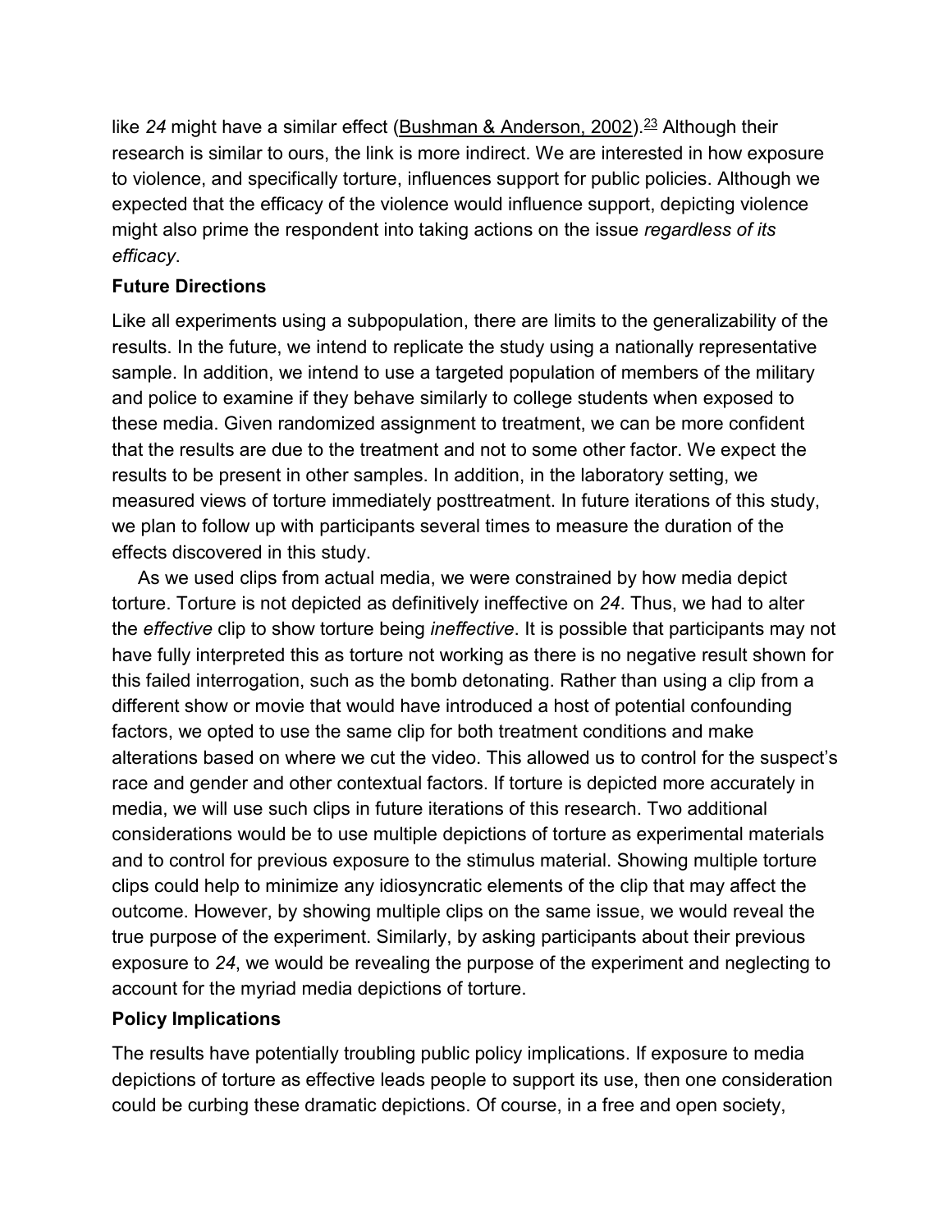like *24* might have a similar effect (Bushman & Anderson, 2002).[23] Although their research is similar to ours, the link is more indirect. We are interested in how exposure to violence, and specifically torture, influences support for public policies. Although we expected that the efficacy of the violence would influence support, depicting violence might also prime the respondent into taking actions on the issue *regardless of its efficacy*.

### Future Directions

Like all experiments using a subpopulation, there are limits to the generalizability of the results. In the future, we intend to replicate the study using a nationally representative sample. In addition, we intend to use a targeted population of members of the military and police to examine if they behave similarly to college students when exposed to these media. Given randomized assignment to treatment, we can be more confident that the results are due to the treatment and not to some other factor. We expect the results to be present in other samples. In addition, in the laboratory setting, we measured views of torture immediately posttreatment. In future iterations of this study, we plan to follow up with participants several times to measure the duration of the effects discovered in this study.

As we used clips from actual media, we were constrained by how media depict torture. Torture is not depicted as definitively ineffective on *24*. Thus, we had to alter the *effective* clip to show torture being *ineffective*. It is possible that participants may not have fully interpreted this as torture not working as there is no negative result shown for this failed interrogation, such as the bomb detonating. Rather than using a clip from a different show or movie that would have introduced a host of potential confounding factors, we opted to use the same clip for both treatment conditions and make alterations based on where we cut the video. This allowed us to control for the suspect's race and gender and other contextual factors. If torture is depicted more accurately in media, we will use such clips in future iterations of this research. Two additional considerations would be to use multiple depictions of torture as experimental materials and to control for previous exposure to the stimulus material. Showing multiple torture clips could help to minimize any idiosyncratic elements of the clip that may affect the outcome. However, by showing multiple clips on the same issue, we would reveal the true purpose of the experiment. Similarly, by asking participants about their previous exposure to *24*, we would be revealing the purpose of the experiment and neglecting to account for the myriad media depictions of torture.

### Policy Implications

The results have potentially troubling public policy implications. If exposure to media depictions of torture as effective leads people to support its use, then one consideration could be curbing these dramatic depictions. Of course, in a free and open society,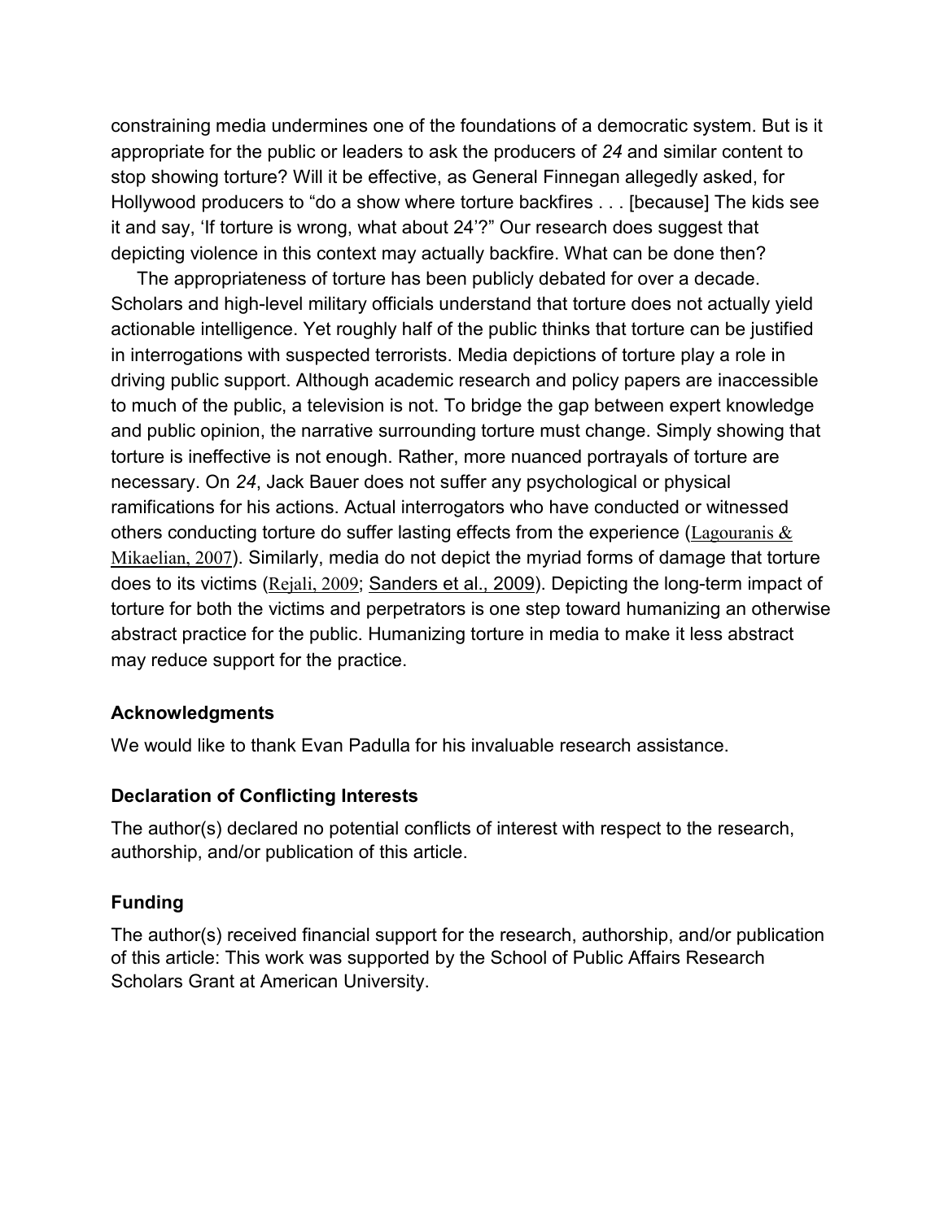constraining media undermines one of the foundations of a democratic system. But is it appropriate for the public or leaders to ask the producers of *24* and similar content to stop showing torture? Will it be effective, as General Finnegan allegedly asked, for Hollywood producers to "do a show where torture backfires . . . [because] The kids see it and say, 'If torture is wrong, what about 24'?" Our research does suggest that depicting violence in this context may actually backfire. What can be done then?

The appropriateness of torture has been publicly debated for over a decade. Scholars and high-level military officials understand that torture does not actually yield actionable intelligence. Yet roughly half of the public thinks that torture can be justified in interrogations with suspected terrorists. Media depictions of torture play a role in driving public support. Although academic research and policy papers are inaccessible to much of the public, a television is not. To bridge the gap between expert knowledge and public opinion, the narrative surrounding torture must change. Simply showing that torture is ineffective is not enough. Rather, more nuanced portrayals of torture are necessary. On *24*, Jack Bauer does not suffer any psychological or physical ramifications for his actions. Actual interrogators who have conducted or witnessed others conducting torture do suffer lasting effects from the experience (Lagouranis & Mikaelian, 2007). Similarly, media do not depict the myriad forms of damage that torture does to its victims (Rejali, 2009; Sanders et al., 2009). Depicting the long-term impact of torture for both the victims and perpetrators is one step toward humanizing an otherwise abstract practice for the public. Humanizing torture in media to make it less abstract may reduce support for the practice.

### Acknowledgments

We would like to thank Evan Padulla for his invaluable research assistance.

### Declaration of Conflicting Interests

The author(s) declared no potential conflicts of interest with respect to the research, authorship, and/or publication of this article.

### Funding

The author(s) received financial support for the research, authorship, and/or publication of this article: This work was supported by the School of Public Affairs Research Scholars Grant at American University.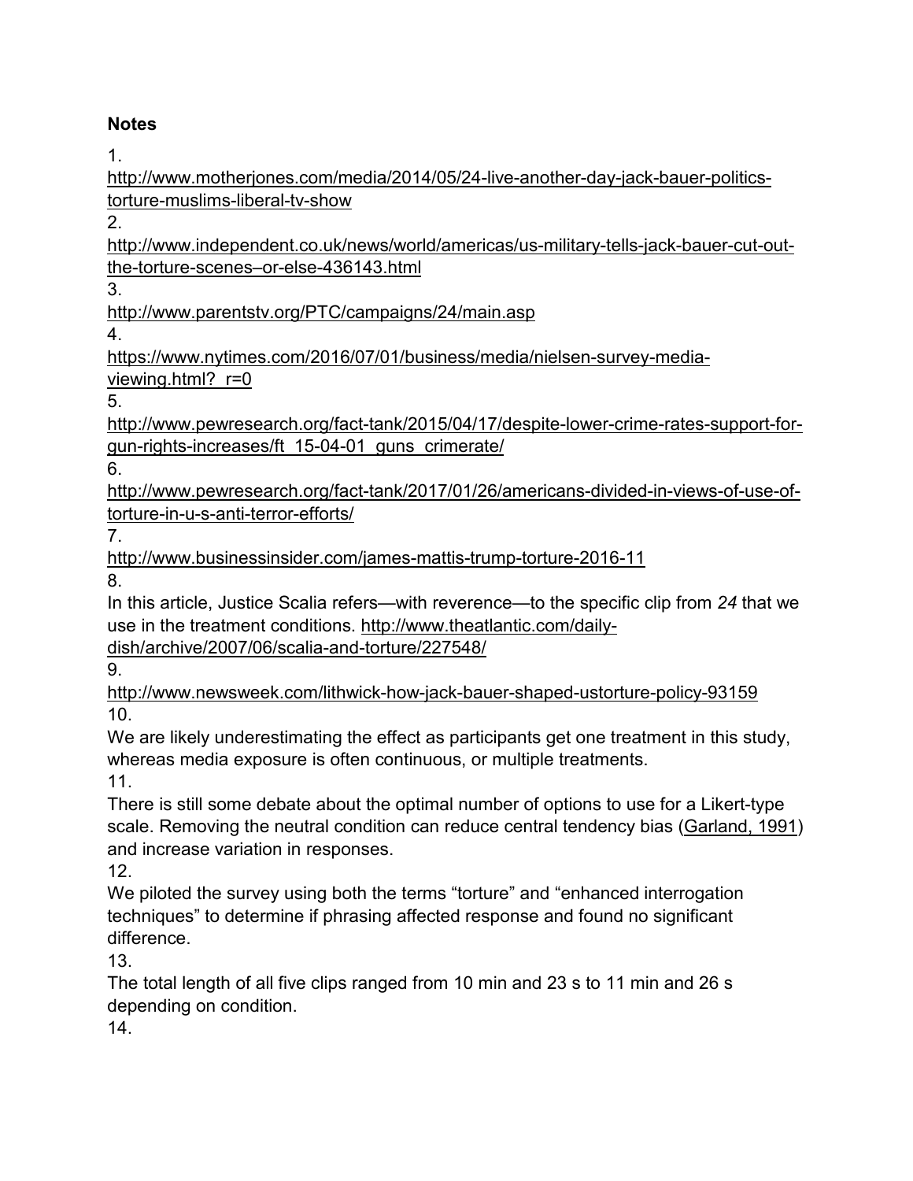**Notes**

1.
http://www.motherjones.com/media/2014/05/24-live-another-day-jack-bauer-politics-torture-muslims-liberal-tv-show

2.
http://www.independent.co.uk/news/world/americas/us-military-tells-jack-bauer-cut-out-the-torture-scenes–or-else-436143.html

3.
http://www.parentstv.org/PTC/campaigns/24/main.asp

4.
https://www.nytimes.com/2016/07/01/business/media/nielsen-survey-media-viewing.html?_r=0

5.
http://www.pewresearch.org/fact-tank/2015/04/17/despite-lower-crime-rates-support-for-gun-rights-increases/ft_15-04-01_guns_crimerate/

6.
http://www.pewresearch.org/fact-tank/2017/01/26/americans-divided-in-views-of-use-of-torture-in-u-s-anti-terror-efforts/

7.
http://www.businessinsider.com/james-mattis-trump-torture-2016-11

8.
In this article, Justice Scalia refers—with reverence—to the specific clip from *24* that we use in the treatment conditions. http://www.theatlantic.com/daily-dish/archive/2007/06/scalia-and-torture/227548/

9.
http://www.newsweek.com/lithwick-how-jack-bauer-shaped-ustorture-policy-93159

10.
We are likely underestimating the effect as participants get one treatment in this study, whereas media exposure is often continuous, or multiple treatments.

11.
There is still some debate about the optimal number of options to use for a Likert-type scale. Removing the neutral condition can reduce central tendency bias (Garland, 1991) and increase variation in responses.

12.
We piloted the survey using both the terms "torture" and "enhanced interrogation techniques" to determine if phrasing affected response and found no significant difference.

13.
The total length of all five clips ranged from 10 min and 23 s to 11 min and 26 s depending on condition.

14.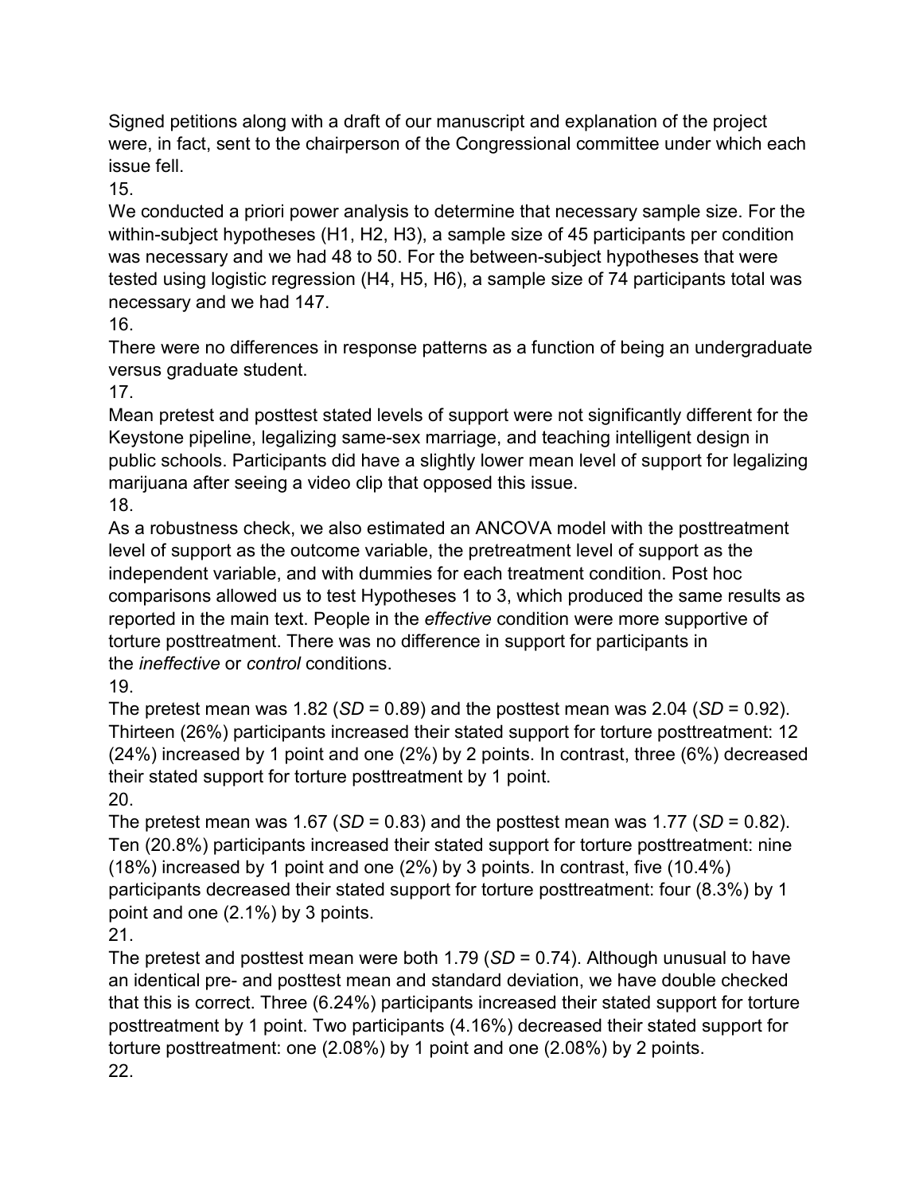Signed petitions along with a draft of our manuscript and explanation of the project were, in fact, sent to the chairperson of the Congressional committee under which each issue fell.

15.

We conducted a priori power analysis to determine that necessary sample size. For the within-subject hypotheses (H1, H2, H3), a sample size of 45 participants per condition was necessary and we had 48 to 50. For the between-subject hypotheses that were tested using logistic regression (H4, H5, H6), a sample size of 74 participants total was necessary and we had 147.

16.

There were no differences in response patterns as a function of being an undergraduate versus graduate student.

17.

Mean pretest and posttest stated levels of support were not significantly different for the Keystone pipeline, legalizing same-sex marriage, and teaching intelligent design in public schools. Participants did have a slightly lower mean level of support for legalizing marijuana after seeing a video clip that opposed this issue.

18.

As a robustness check, we also estimated an ANCOVA model with the posttreatment level of support as the outcome variable, the pretreatment level of support as the independent variable, and with dummies for each treatment condition. Post hoc comparisons allowed us to test Hypotheses 1 to 3, which produced the same results as reported in the main text. People in the *effective* condition were more supportive of torture posttreatment. There was no difference in support for participants in the *ineffective* or *control* conditions.

19.

The pretest mean was 1.82 ($SD$ = 0.89) and the posttest mean was 2.04 ($SD$ = 0.92). Thirteen (26%) participants increased their stated support for torture posttreatment: 12 (24%) increased by 1 point and one (2%) by 2 points. In contrast, three (6%) decreased their stated support for torture posttreatment by 1 point.

20.

The pretest mean was 1.67 ($SD$ = 0.83) and the posttest mean was 1.77 ($SD$ = 0.82). Ten (20.8%) participants increased their stated support for torture posttreatment: nine (18%) increased by 1 point and one (2%) by 3 points. In contrast, five (10.4%) participants decreased their stated support for torture posttreatment: four (8.3%) by 1 point and one (2.1%) by 3 points.

21.

The pretest and posttest mean were both 1.79 ($SD$ = 0.74). Although unusual to have an identical pre- and posttest mean and standard deviation, we have double checked that this is correct. Three (6.24%) participants increased their stated support for torture posttreatment by 1 point. Two participants (4.16%) decreased their stated support for torture posttreatment: one (2.08%) by 1 point and one (2.08%) by 2 points.

22.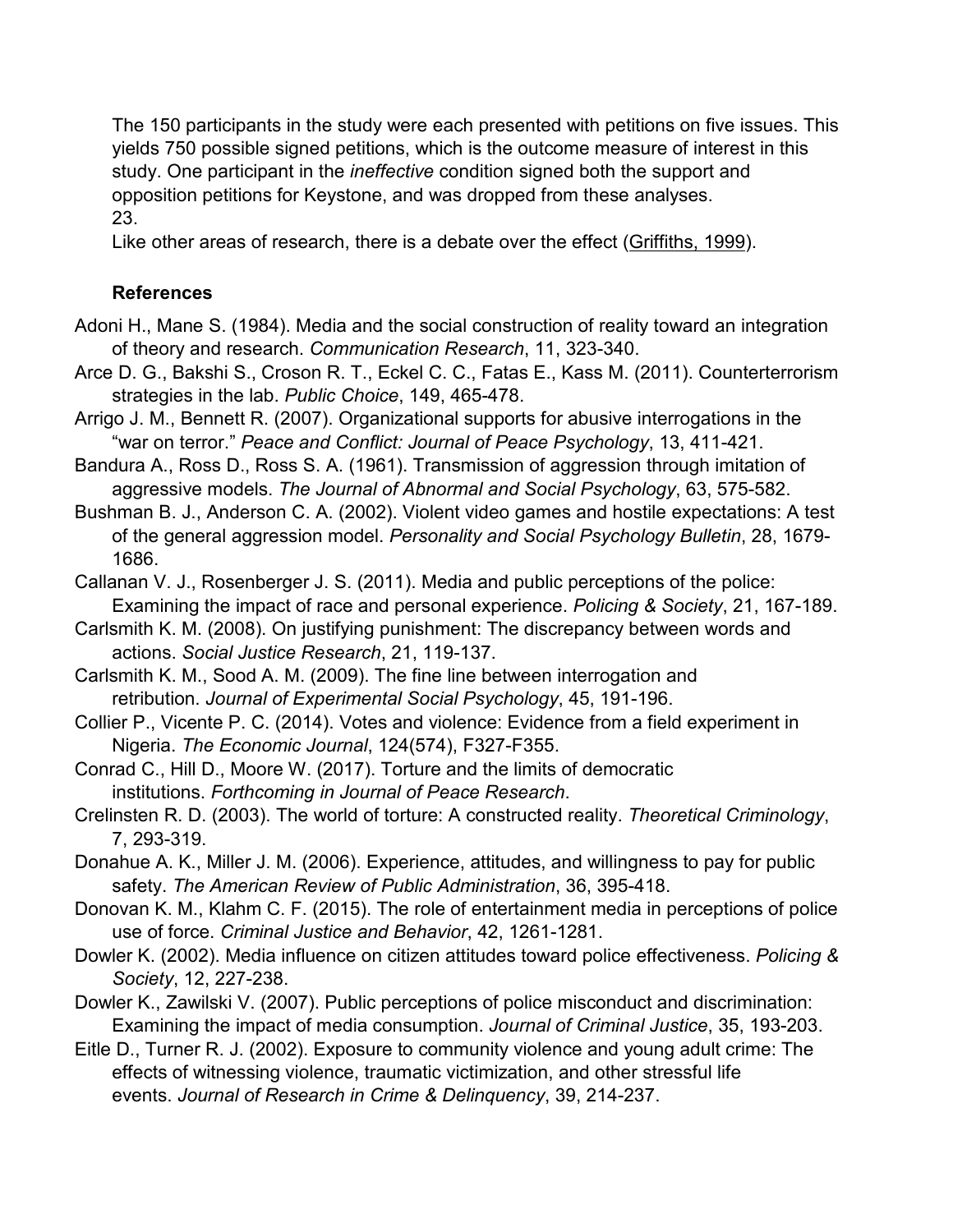The 150 participants in the study were each presented with petitions on five issues. This yields 750 possible signed petitions, which is the outcome measure of interest in this study. One participant in the *ineffective* condition signed both the support and opposition petitions for Keystone, and was dropped from these analyses.

23.

Like other areas of research, there is a debate over the effect (Griffiths, 1999).

### References

Adoni H., Mane S. (1984). Media and the social construction of reality toward an integration of theory and research. *Communication Research*, 11, 323-340.

Arce D. G., Bakshi S., Croson R. T., Eckel C. C., Fatas E., Kass M. (2011). Counterterrorism strategies in the lab. *Public Choice*, 149, 465-478.

Arrigo J. M., Bennett R. (2007). Organizational supports for abusive interrogations in the "war on terror." *Peace and Conflict: Journal of Peace Psychology*, 13, 411-421.

Bandura A., Ross D., Ross S. A. (1961). Transmission of aggression through imitation of aggressive models. *The Journal of Abnormal and Social Psychology*, 63, 575-582.

Bushman B. J., Anderson C. A. (2002). Violent video games and hostile expectations: A test of the general aggression model. *Personality and Social Psychology Bulletin*, 28, 1679-1686.

Callanan V. J., Rosenberger J. S. (2011). Media and public perceptions of the police: Examining the impact of race and personal experience. *Policing & Society*, 21, 167-189.

Carlsmith K. M. (2008). On justifying punishment: The discrepancy between words and actions. *Social Justice Research*, 21, 119-137.

Carlsmith K. M., Sood A. M. (2009). The fine line between interrogation and retribution. *Journal of Experimental Social Psychology*, 45, 191-196.

Collier P., Vicente P. C. (2014). Votes and violence: Evidence from a field experiment in Nigeria. *The Economic Journal*, 124(574), F327-F355.

Conrad C., Hill D., Moore W. (2017). Torture and the limits of democratic institutions. *Forthcoming in Journal of Peace Research*.

Crelinsten R. D. (2003). The world of torture: A constructed reality. *Theoretical Criminology*, 7, 293-319.

Donahue A. K., Miller J. M. (2006). Experience, attitudes, and willingness to pay for public safety. *The American Review of Public Administration*, 36, 395-418.

Donovan K. M., Klahm C. F. (2015). The role of entertainment media in perceptions of police use of force. *Criminal Justice and Behavior*, 42, 1261-1281.

Dowler K. (2002). Media influence on citizen attitudes toward police effectiveness. *Policing & Society*, 12, 227-238.

Dowler K., Zawilski V. (2007). Public perceptions of police misconduct and discrimination: Examining the impact of media consumption. *Journal of Criminal Justice*, 35, 193-203.

Eitle D., Turner R. J. (2002). Exposure to community violence and young adult crime: The effects of witnessing violence, traumatic victimization, and other stressful life events. *Journal of Research in Crime & Delinquency*, 39, 214-237.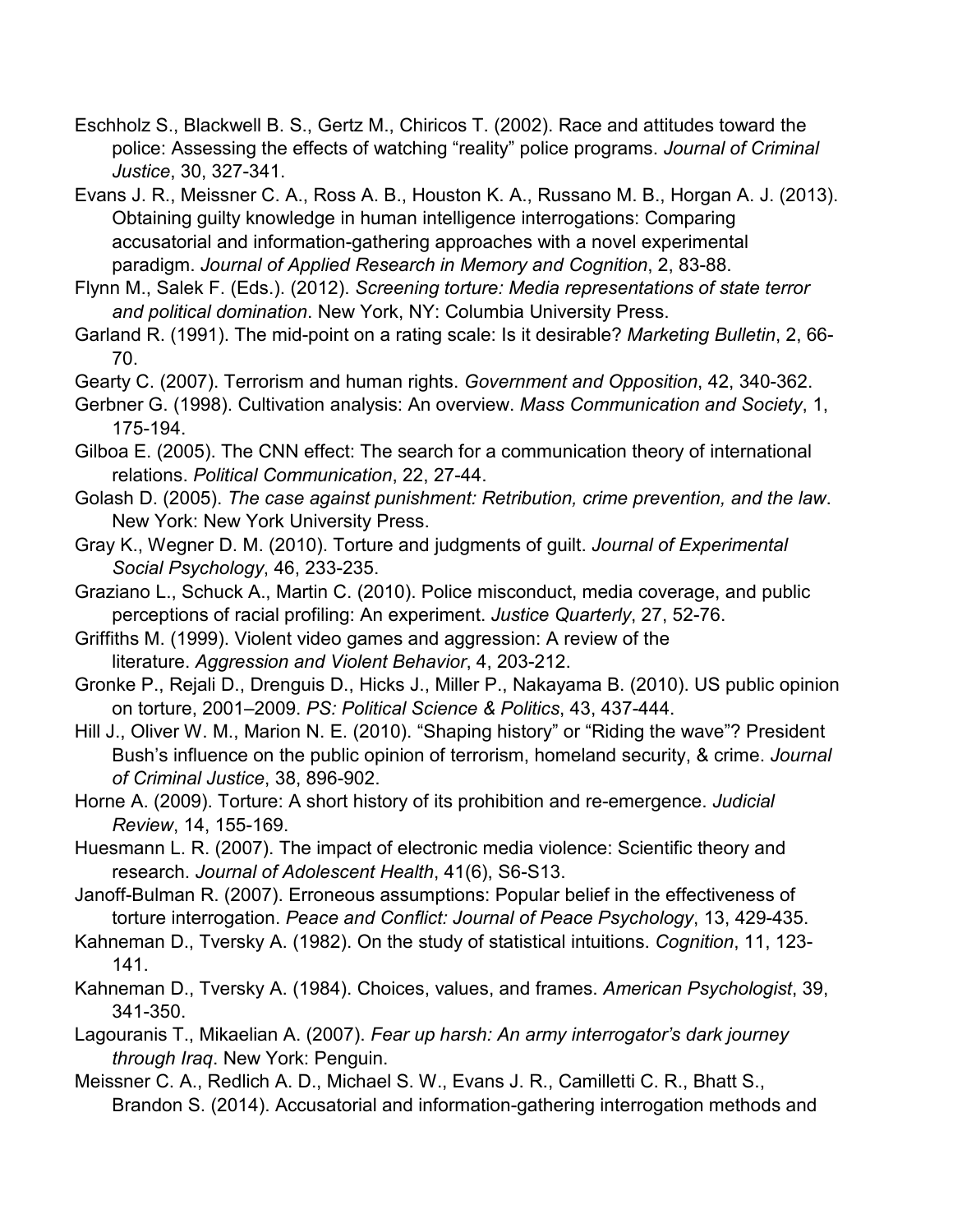Eschholz S., Blackwell B. S., Gertz M., Chiricos T. (2002). Race and attitudes toward the police: Assessing the effects of watching "reality" police programs. *Journal of Criminal Justice*, 30, 327-341.

Evans J. R., Meissner C. A., Ross A. B., Houston K. A., Russano M. B., Horgan A. J. (2013). Obtaining guilty knowledge in human intelligence interrogations: Comparing accusatorial and information-gathering approaches with a novel experimental paradigm. *Journal of Applied Research in Memory and Cognition*, 2, 83-88.

Flynn M., Salek F. (Eds.). (2012). *Screening torture: Media representations of state terror and political domination*. New York, NY: Columbia University Press.

Garland R. (1991). The mid-point on a rating scale: Is it desirable? *Marketing Bulletin*, 2, 66-70.

Gearty C. (2007). Terrorism and human rights. *Government and Opposition*, 42, 340-362.

Gerbner G. (1998). Cultivation analysis: An overview. *Mass Communication and Society*, 1, 175-194.

Gilboa E. (2005). The CNN effect: The search for a communication theory of international relations. *Political Communication*, 22, 27-44.

Golash D. (2005). *The case against punishment: Retribution, crime prevention, and the law*. New York: New York University Press.

Gray K., Wegner D. M. (2010). Torture and judgments of guilt. *Journal of Experimental Social Psychology*, 46, 233-235.

Graziano L., Schuck A., Martin C. (2010). Police misconduct, media coverage, and public perceptions of racial profiling: An experiment. *Justice Quarterly*, 27, 52-76.

Griffiths M. (1999). Violent video games and aggression: A review of the literature. *Aggression and Violent Behavior*, 4, 203-212.

Gronke P., Rejali D., Drenguis D., Hicks J., Miller P., Nakayama B. (2010). US public opinion on torture, 2001–2009. *PS: Political Science & Politics*, 43, 437-444.

Hill J., Oliver W. M., Marion N. E. (2010). "Shaping history" or "Riding the wave"? President Bush's influence on the public opinion of terrorism, homeland security, & crime. *Journal of Criminal Justice*, 38, 896-902.

Horne A. (2009). Torture: A short history of its prohibition and re-emergence. *Judicial Review*, 14, 155-169.

Huesmann L. R. (2007). The impact of electronic media violence: Scientific theory and research. *Journal of Adolescent Health*, 41(6), S6-S13.

Janoff-Bulman R. (2007). Erroneous assumptions: Popular belief in the effectiveness of torture interrogation. *Peace and Conflict: Journal of Peace Psychology*, 13, 429-435.

Kahneman D., Tversky A. (1982). On the study of statistical intuitions. *Cognition*, 11, 123-141.

Kahneman D., Tversky A. (1984). Choices, values, and frames. *American Psychologist*, 39, 341-350.

Lagouranis T., Mikaelian A. (2007). *Fear up harsh: An army interrogator's dark journey through Iraq*. New York: Penguin.

Meissner C. A., Redlich A. D., Michael S. W., Evans J. R., Camilletti C. R., Bhatt S., Brandon S. (2014). Accusatorial and information-gathering interrogation methods and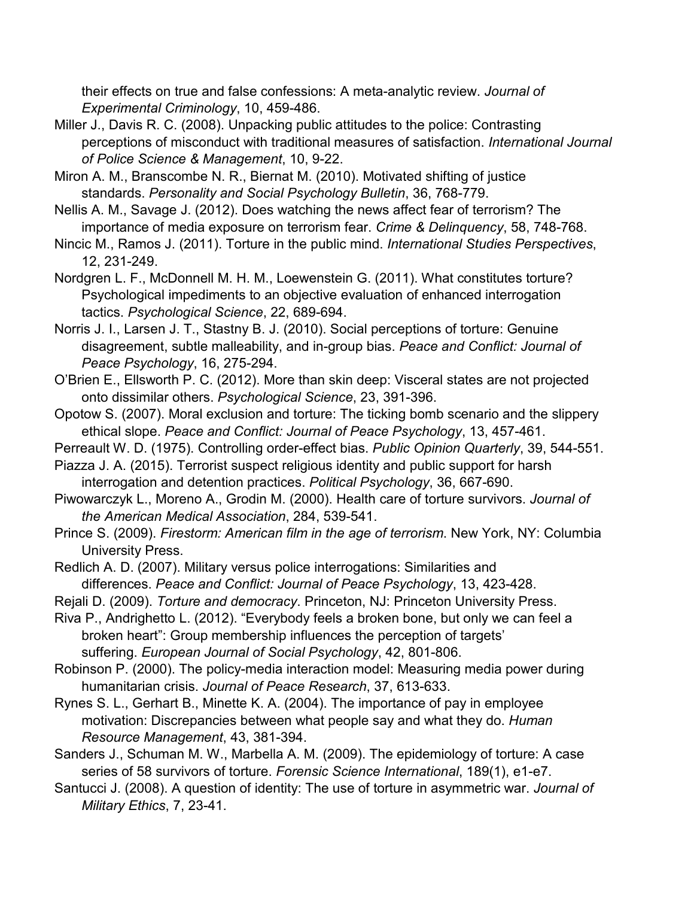their effects on true and false confessions: A meta-analytic review. *Journal of Experimental Criminology*, 10, 459-486.

Miller J., Davis R. C. (2008). Unpacking public attitudes to the police: Contrasting perceptions of misconduct with traditional measures of satisfaction. *International Journal of Police Science & Management*, 10, 9-22.

Miron A. M., Branscombe N. R., Biernat M. (2010). Motivated shifting of justice standards. *Personality and Social Psychology Bulletin*, 36, 768-779.

Nellis A. M., Savage J. (2012). Does watching the news affect fear of terrorism? The importance of media exposure on terrorism fear. *Crime & Delinquency*, 58, 748-768.

Nincic M., Ramos J. (2011). Torture in the public mind. *International Studies Perspectives*, 12, 231-249.

Nordgren L. F., McDonnell M. H. M., Loewenstein G. (2011). What constitutes torture? Psychological impediments to an objective evaluation of enhanced interrogation tactics. *Psychological Science*, 22, 689-694.

Norris J. I., Larsen J. T., Stastny B. J. (2010). Social perceptions of torture: Genuine disagreement, subtle malleability, and in-group bias. *Peace and Conflict: Journal of Peace Psychology*, 16, 275-294.

O'Brien E., Ellsworth P. C. (2012). More than skin deep: Visceral states are not projected onto dissimilar others. *Psychological Science*, 23, 391-396.

Opotow S. (2007). Moral exclusion and torture: The ticking bomb scenario and the slippery ethical slope. *Peace and Conflict: Journal of Peace Psychology*, 13, 457-461.

Perreault W. D. (1975). Controlling order-effect bias. *Public Opinion Quarterly*, 39, 544-551.

Piazza J. A. (2015). Terrorist suspect religious identity and public support for harsh interrogation and detention practices. *Political Psychology*, 36, 667-690.

Piwowarczyk L., Moreno A., Grodin M. (2000). Health care of torture survivors. *Journal of the American Medical Association*, 284, 539-541.

Prince S. (2009). *Firestorm: American film in the age of terrorism*. New York, NY: Columbia University Press.

Redlich A. D. (2007). Military versus police interrogations: Similarities and differences. *Peace and Conflict: Journal of Peace Psychology*, 13, 423-428.

Rejali D. (2009). *Torture and democracy*. Princeton, NJ: Princeton University Press.

Riva P., Andrighetto L. (2012). "Everybody feels a broken bone, but only we can feel a broken heart": Group membership influences the perception of targets' suffering. *European Journal of Social Psychology*, 42, 801-806.

Robinson P. (2000). The policy-media interaction model: Measuring media power during humanitarian crisis. *Journal of Peace Research*, 37, 613-633.

Rynes S. L., Gerhart B., Minette K. A. (2004). The importance of pay in employee motivation: Discrepancies between what people say and what they do. *Human Resource Management*, 43, 381-394.

Sanders J., Schuman M. W., Marbella A. M. (2009). The epidemiology of torture: A case series of 58 survivors of torture. *Forensic Science International*, 189(1), e1-e7.

Santucci J. (2008). A question of identity: The use of torture in asymmetric war. *Journal of Military Ethics*, 7, 23-41.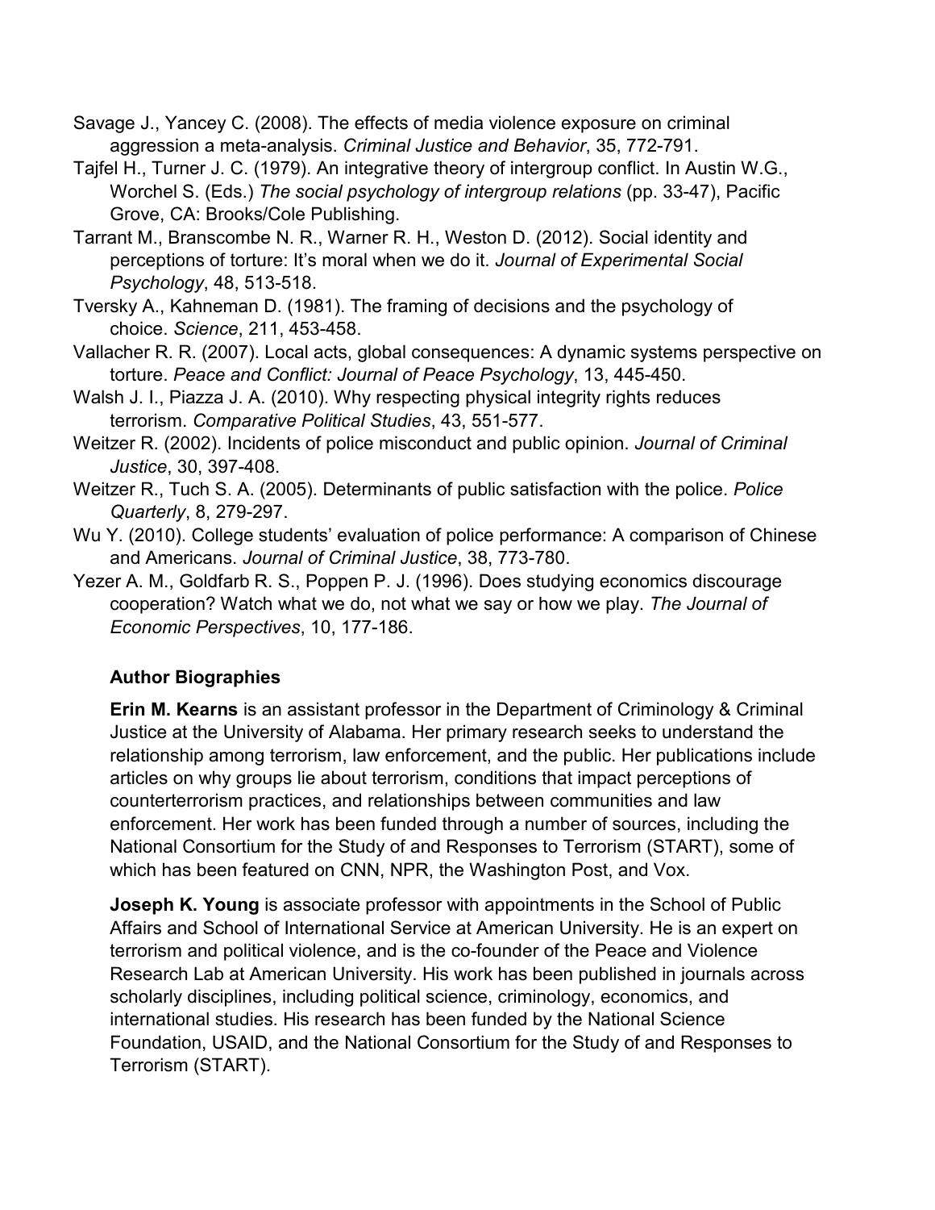Savage J., Yancey C. (2008). The effects of media violence exposure on criminal aggression a meta-analysis. *Criminal Justice and Behavior*, 35, 772-791.

Tajfel H., Turner J. C. (1979). An integrative theory of intergroup conflict. In Austin W.G., Worchel S. (Eds.) *The social psychology of intergroup relations* (pp. 33-47), Pacific Grove, CA: Brooks/Cole Publishing.

Tarrant M., Branscombe N. R., Warner R. H., Weston D. (2012). Social identity and perceptions of torture: It's moral when we do it. *Journal of Experimental Social Psychology*, 48, 513-518.

Tversky A., Kahneman D. (1981). The framing of decisions and the psychology of choice. *Science*, 211, 453-458.

Vallacher R. R. (2007). Local acts, global consequences: A dynamic systems perspective on torture. *Peace and Conflict: Journal of Peace Psychology*, 13, 445-450.

Walsh J. I., Piazza J. A. (2010). Why respecting physical integrity rights reduces terrorism. *Comparative Political Studies*, 43, 551-577.

Weitzer R. (2002). Incidents of police misconduct and public opinion. *Journal of Criminal Justice*, 30, 397-408.

Weitzer R., Tuch S. A. (2005). Determinants of public satisfaction with the police. *Police Quarterly*, 8, 279-297.

Wu Y. (2010). College students' evaluation of police performance: A comparison of Chinese and Americans. *Journal of Criminal Justice*, 38, 773-780.

Yezer A. M., Goldfarb R. S., Poppen P. J. (1996). Does studying economics discourage cooperation? Watch what we do, not what we say or how we play. *The Journal of Economic Perspectives*, 10, 177-186.

### Author Biographies

**Erin M. Kearns** is an assistant professor in the Department of Criminology & Criminal Justice at the University of Alabama. Her primary research seeks to understand the relationship among terrorism, law enforcement, and the public. Her publications include articles on why groups lie about terrorism, conditions that impact perceptions of counterterrorism practices, and relationships between communities and law enforcement. Her work has been funded through a number of sources, including the National Consortium for the Study of and Responses to Terrorism (START), some of which has been featured on CNN, NPR, the Washington Post, and Vox.

**Joseph K. Young** is associate professor with appointments in the School of Public Affairs and School of International Service at American University. He is an expert on terrorism and political violence, and is the co-founder of the Peace and Violence Research Lab at American University. His work has been published in journals across scholarly disciplines, including political science, criminology, economics, and international studies. His research has been funded by the National Science Foundation, USAID, and the National Consortium for the Study of and Responses to Terrorism (START).